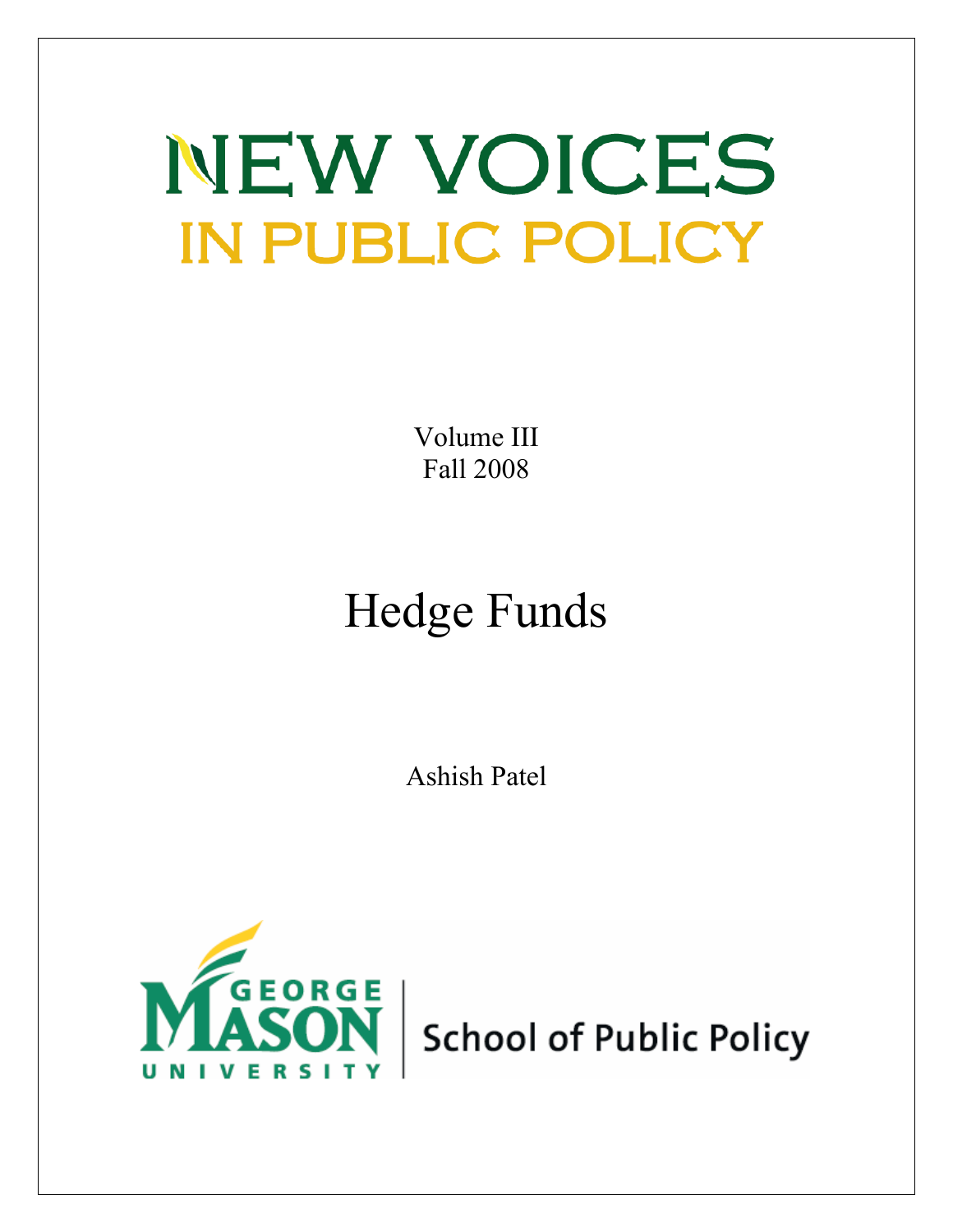# NEW VOICES IN PUBLIC POLICY

Volume III
Fall 2008

## Hedge Funds

Ashish Patel

GEORGE MASON UNIVERSITY | School of Public Policy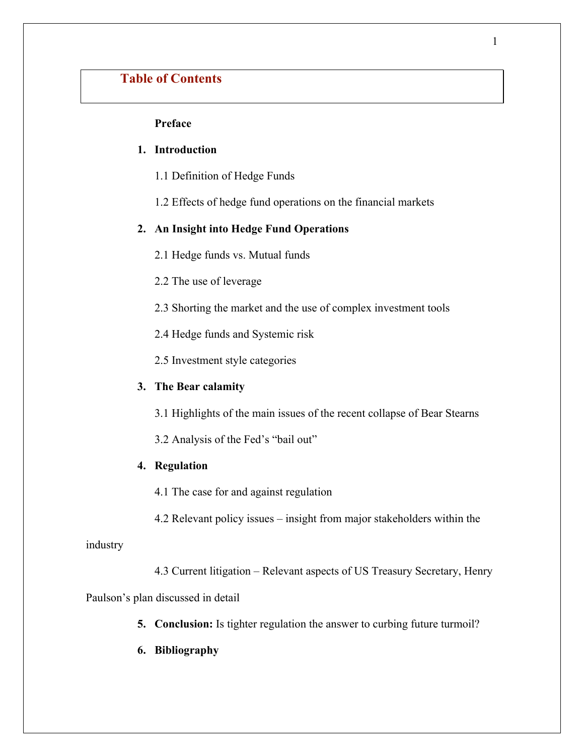# Table of Contents

**Preface**

1. **Introduction**

   1.1 Definition of Hedge Funds

   1.2 Effects of hedge fund operations on the financial markets

2. **An Insight into Hedge Fund Operations**

   2.1 Hedge funds vs. Mutual funds

   2.2 The use of leverage

   2.3 Shorting the market and the use of complex investment tools

   2.4 Hedge funds and Systemic risk

   2.5 Investment style categories

3. **The Bear calamity**

   3.1 Highlights of the main issues of the recent collapse of Bear Stearns

   3.2 Analysis of the Fed's "bail out"

4. **Regulation**

   4.1 The case for and against regulation

   4.2 Relevant policy issues – insight from major stakeholders within the industry

   4.3 Current litigation – Relevant aspects of US Treasury Secretary, Henry Paulson's plan discussed in detail

5. **Conclusion:** Is tighter regulation the answer to curbing future turmoil?

6. **Bibliography**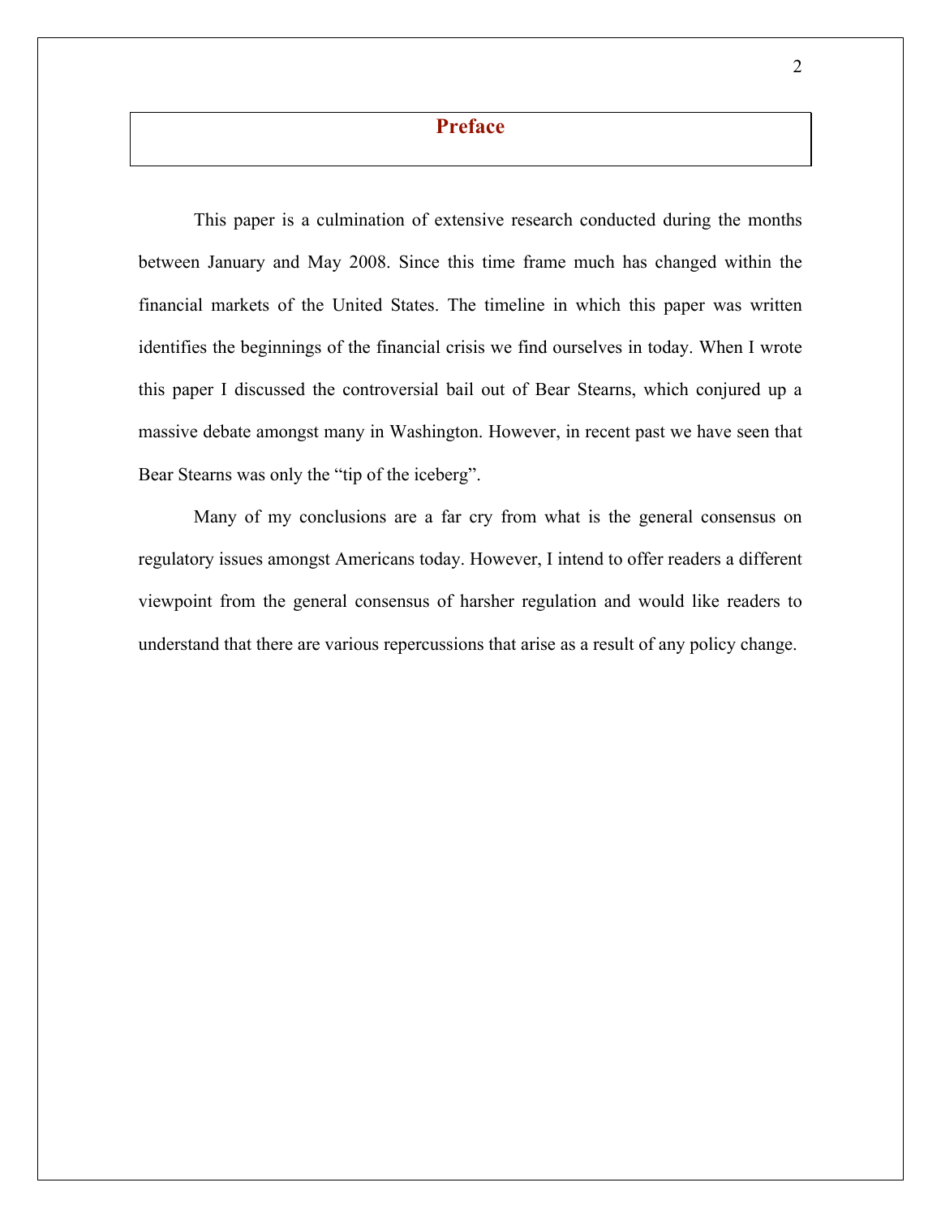# Preface

This paper is a culmination of extensive research conducted during the months between January and May 2008. Since this time frame much has changed within the financial markets of the United States. The timeline in which this paper was written identifies the beginnings of the financial crisis we find ourselves in today. When I wrote this paper I discussed the controversial bail out of Bear Stearns, which conjured up a massive debate amongst many in Washington. However, in recent past we have seen that Bear Stearns was only the “tip of the iceberg”.

Many of my conclusions are a far cry from what is the general consensus on regulatory issues amongst Americans today. However, I intend to offer readers a different viewpoint from the general consensus of harsher regulation and would like readers to understand that there are various repercussions that arise as a result of any policy change.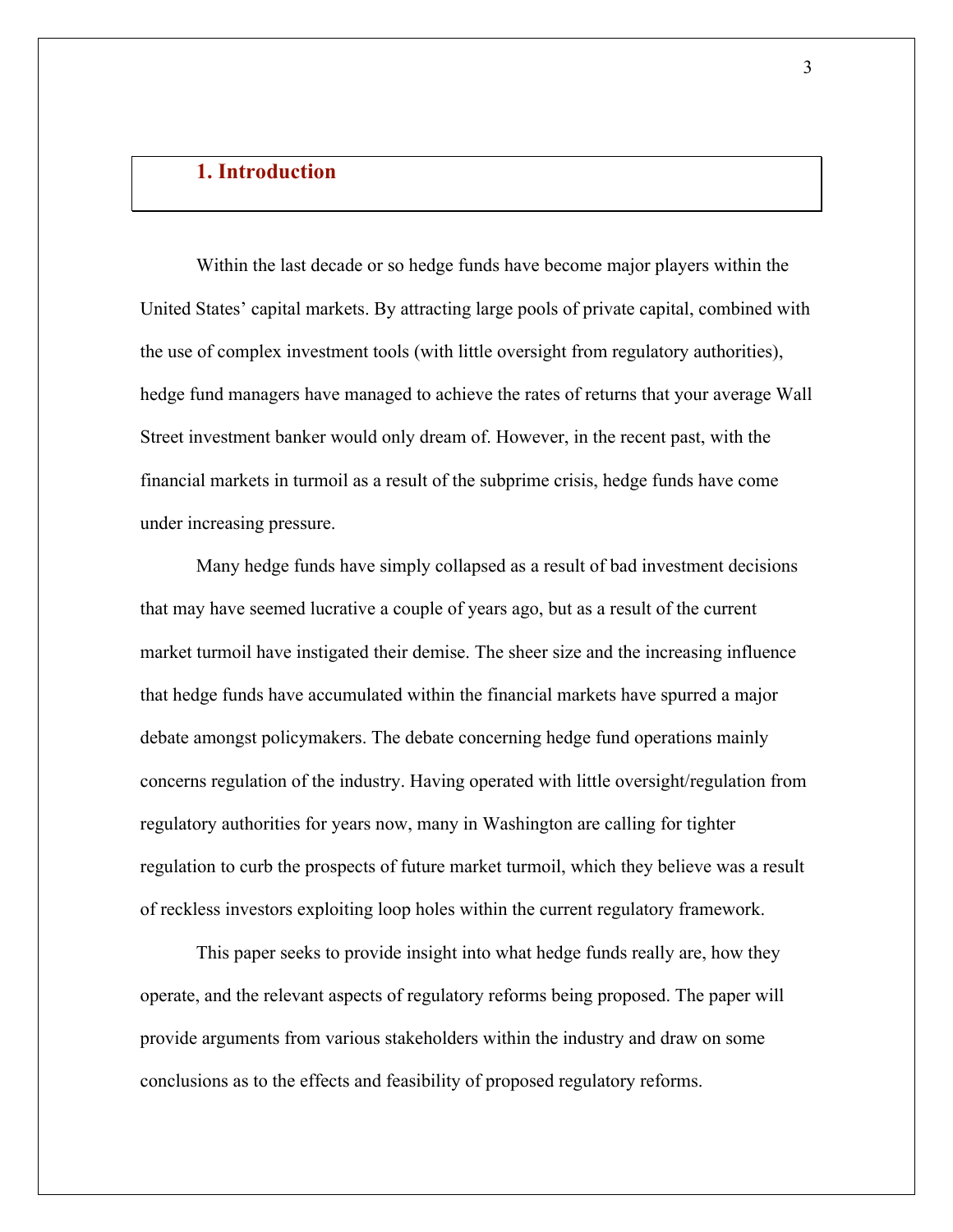## 1. Introduction

Within the last decade or so hedge funds have become major players within the United States' capital markets. By attracting large pools of private capital, combined with the use of complex investment tools (with little oversight from regulatory authorities), hedge fund managers have managed to achieve the rates of returns that your average Wall Street investment banker would only dream of. However, in the recent past, with the financial markets in turmoil as a result of the subprime crisis, hedge funds have come under increasing pressure.

Many hedge funds have simply collapsed as a result of bad investment decisions that may have seemed lucrative a couple of years ago, but as a result of the current market turmoil have instigated their demise. The sheer size and the increasing influence that hedge funds have accumulated within the financial markets have spurred a major debate amongst policymakers. The debate concerning hedge fund operations mainly concerns regulation of the industry. Having operated with little oversight/regulation from regulatory authorities for years now, many in Washington are calling for tighter regulation to curb the prospects of future market turmoil, which they believe was a result of reckless investors exploiting loop holes within the current regulatory framework.

This paper seeks to provide insight into what hedge funds really are, how they operate, and the relevant aspects of regulatory reforms being proposed. The paper will provide arguments from various stakeholders within the industry and draw on some conclusions as to the effects and feasibility of proposed regulatory reforms.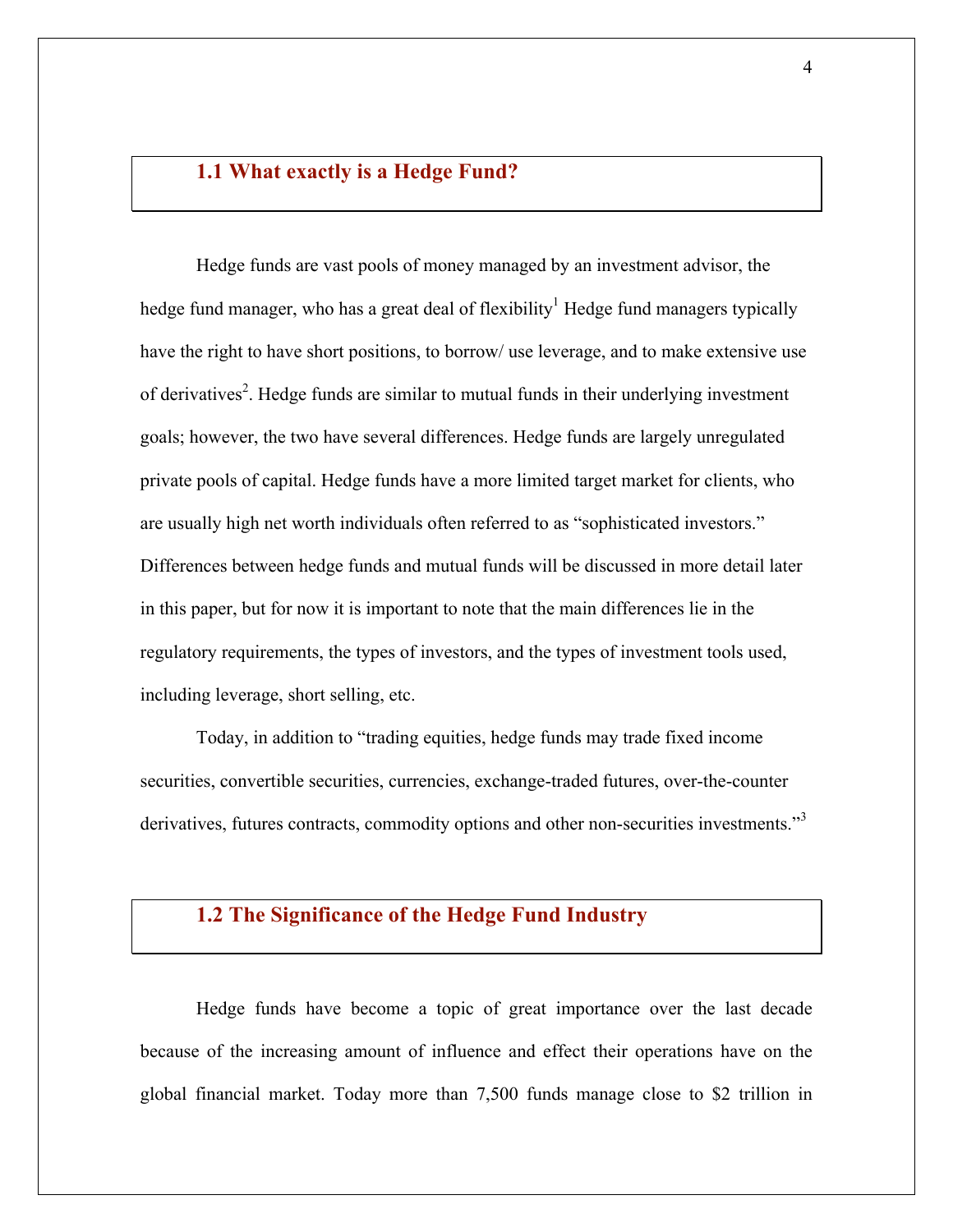## 1.1 What exactly is a Hedge Fund?

Hedge funds are vast pools of money managed by an investment advisor, the hedge fund manager, who has a great deal of flexibility[1] Hedge fund managers typically have the right to have short positions, to borrow/ use leverage, and to make extensive use of derivatives[2]. Hedge funds are similar to mutual funds in their underlying investment goals; however, the two have several differences. Hedge funds are largely unregulated private pools of capital. Hedge funds have a more limited target market for clients, who are usually high net worth individuals often referred to as "sophisticated investors." Differences between hedge funds and mutual funds will be discussed in more detail later in this paper, but for now it is important to note that the main differences lie in the regulatory requirements, the types of investors, and the types of investment tools used, including leverage, short selling, etc.

Today, in addition to "trading equities, hedge funds may trade fixed income securities, convertible securities, currencies, exchange-traded futures, over-the-counter derivatives, futures contracts, commodity options and other non-securities investments."[3]

## 1.2 The Significance of the Hedge Fund Industry

Hedge funds have become a topic of great importance over the last decade because of the increasing amount of influence and effect their operations have on the global financial market. Today more than 7,500 funds manage close to $2 trillion in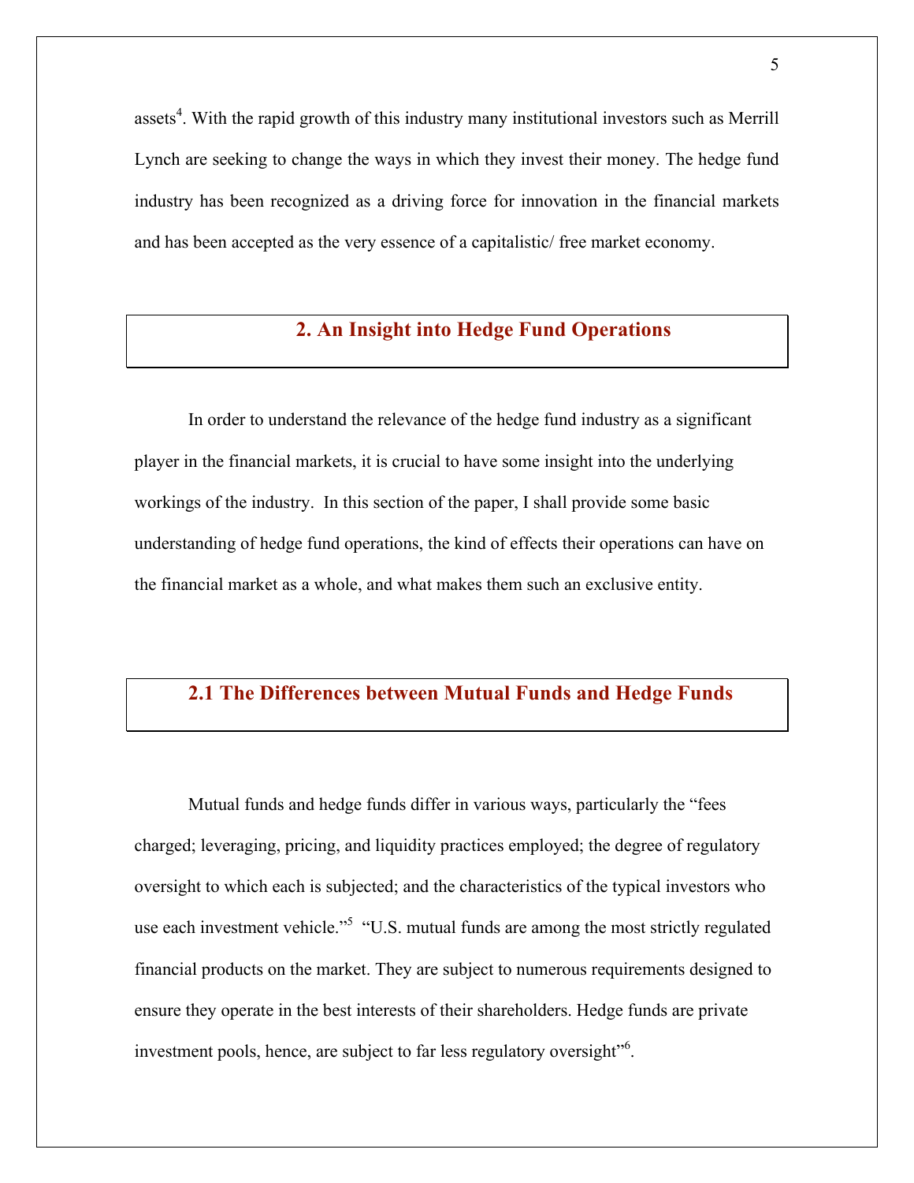assets[4]. With the rapid growth of this industry many institutional investors such as Merrill Lynch are seeking to change the ways in which they invest their money. The hedge fund industry has been recognized as a driving force for innovation in the financial markets and has been accepted as the very essence of a capitalistic/ free market economy.

## 2. An Insight into Hedge Fund Operations

In order to understand the relevance of the hedge fund industry as a significant player in the financial markets, it is crucial to have some insight into the underlying workings of the industry. In this section of the paper, I shall provide some basic understanding of hedge fund operations, the kind of effects their operations can have on the financial market as a whole, and what makes them such an exclusive entity.

### 2.1 The Differences between Mutual Funds and Hedge Funds

Mutual funds and hedge funds differ in various ways, particularly the "fees charged; leveraging, pricing, and liquidity practices employed; the degree of regulatory oversight to which each is subjected; and the characteristics of the typical investors who use each investment vehicle."[5] "U.S. mutual funds are among the most strictly regulated financial products on the market. They are subject to numerous requirements designed to ensure they operate in the best interests of their shareholders. Hedge funds are private investment pools, hence, are subject to far less regulatory oversight"[6].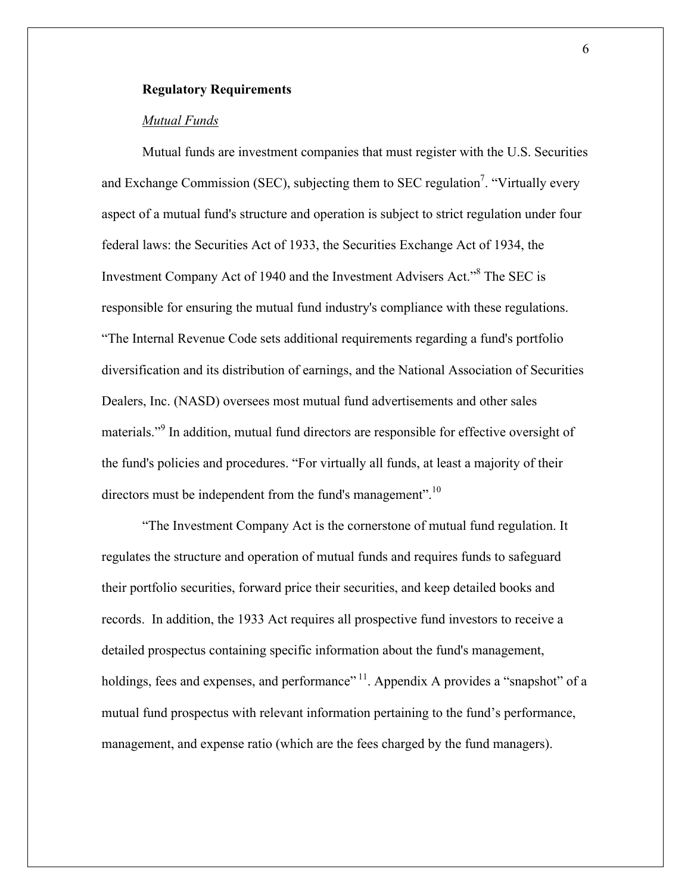## Regulatory Requirements

### *Mutual Funds*

Mutual funds are investment companies that must register with the U.S. Securities and Exchange Commission (SEC), subjecting them to SEC regulation[7]. "Virtually every aspect of a mutual fund's structure and operation is subject to strict regulation under four federal laws: the Securities Act of 1933, the Securities Exchange Act of 1934, the Investment Company Act of 1940 and the Investment Advisers Act."[8] The SEC is responsible for ensuring the mutual fund industry's compliance with these regulations. "The Internal Revenue Code sets additional requirements regarding a fund's portfolio diversification and its distribution of earnings, and the National Association of Securities Dealers, Inc. (NASD) oversees most mutual fund advertisements and other sales materials."[9] In addition, mutual fund directors are responsible for effective oversight of the fund's policies and procedures. "For virtually all funds, at least a majority of their directors must be independent from the fund's management".[10]

"The Investment Company Act is the cornerstone of mutual fund regulation. It regulates the structure and operation of mutual funds and requires funds to safeguard their portfolio securities, forward price their securities, and keep detailed books and records. In addition, the 1933 Act requires all prospective fund investors to receive a detailed prospectus containing specific information about the fund's management, holdings, fees and expenses, and performance"[11]. Appendix A provides a "snapshot" of a mutual fund prospectus with relevant information pertaining to the fund's performance, management, and expense ratio (which are the fees charged by the fund managers).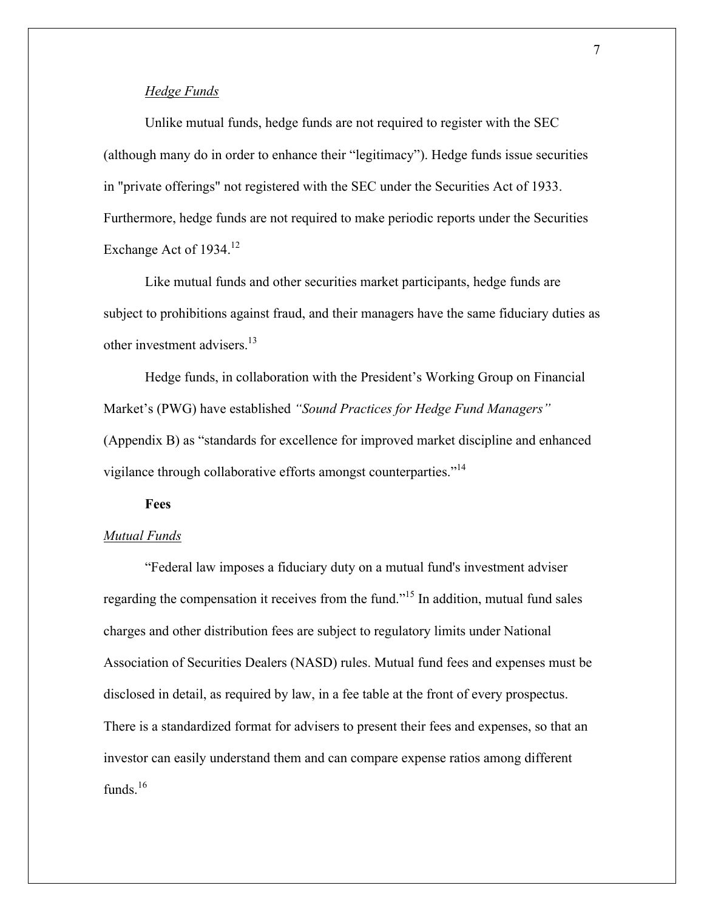*Hedge Funds*

Unlike mutual funds, hedge funds are not required to register with the SEC (although many do in order to enhance their "legitimacy"). Hedge funds issue securities in "private offerings" not registered with the SEC under the Securities Act of 1933. Furthermore, hedge funds are not required to make periodic reports under the Securities Exchange Act of 1934.[12]

Like mutual funds and other securities market participants, hedge funds are subject to prohibitions against fraud, and their managers have the same fiduciary duties as other investment advisers.[13]

Hedge funds, in collaboration with the President's Working Group on Financial Market's (PWG) have established *"Sound Practices for Hedge Fund Managers"* (Appendix B) as "standards for excellence for improved market discipline and enhanced vigilance through collaborative efforts amongst counterparties."[14]

**Fees**

*Mutual Funds*

"Federal law imposes a fiduciary duty on a mutual fund's investment adviser regarding the compensation it receives from the fund."[15] In addition, mutual fund sales charges and other distribution fees are subject to regulatory limits under National Association of Securities Dealers (NASD) rules. Mutual fund fees and expenses must be disclosed in detail, as required by law, in a fee table at the front of every prospectus. There is a standardized format for advisers to present their fees and expenses, so that an investor can easily understand them and can compare expense ratios among different funds.[16]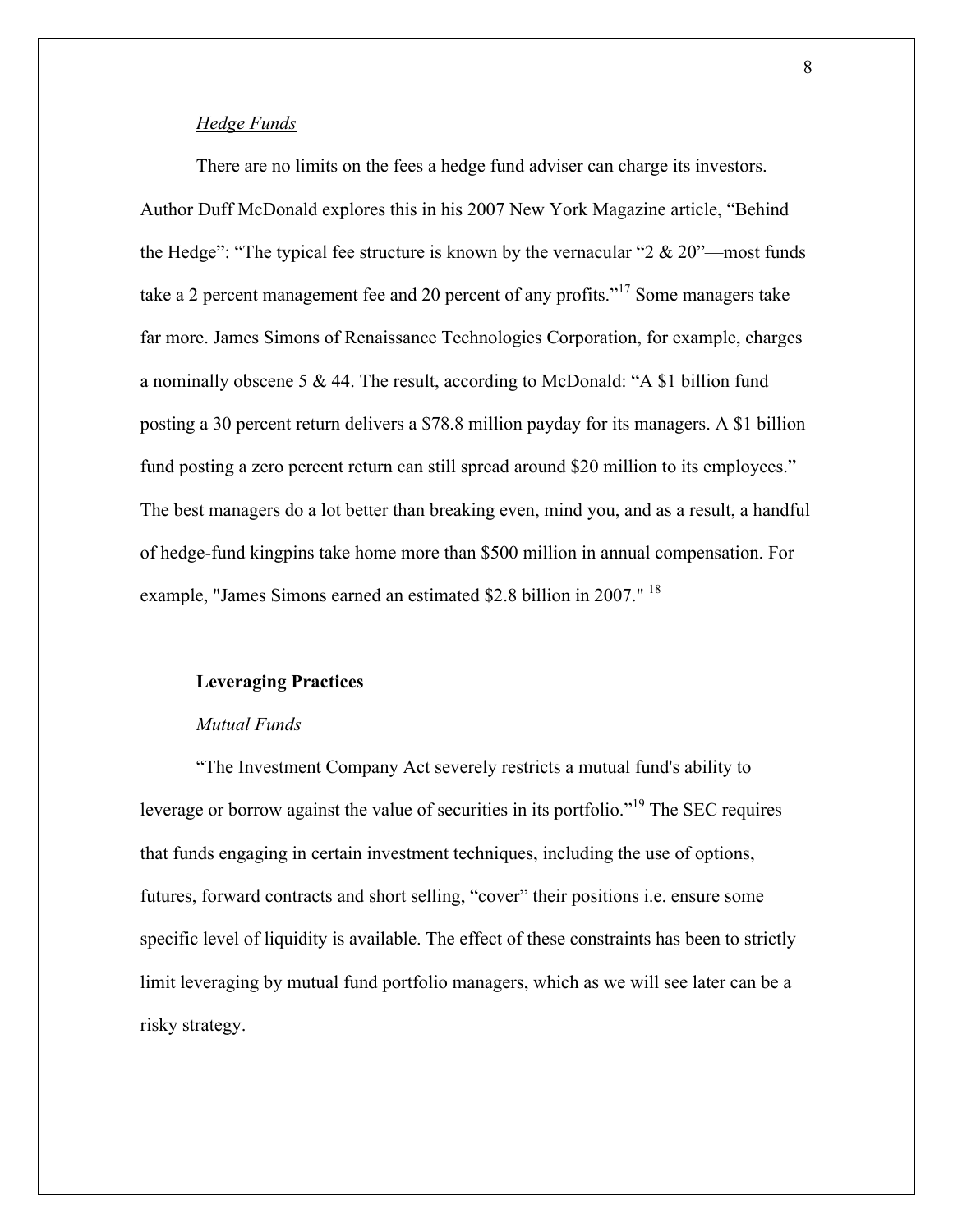*Hedge Funds*

There are no limits on the fees a hedge fund adviser can charge its investors. Author Duff McDonald explores this in his 2007 New York Magazine article, “Behind the Hedge”: “The typical fee structure is known by the vernacular “2 & 20”—most funds take a 2 percent management fee and 20 percent of any profits.”[17] Some managers take far more. James Simons of Renaissance Technologies Corporation, for example, charges a nominally obscene 5 & 44. The result, according to McDonald: “A $1 billion fund posting a 30 percent return delivers a $78.8 million payday for its managers. A $1 billion fund posting a zero percent return can still spread around $20 million to its employees.” The best managers do a lot better than breaking even, mind you, and as a result, a handful of hedge-fund kingpins take home more than $500 million in annual compensation. For example, "James Simons earned an estimated $2.8 billion in 2007." [18]

**Leveraging Practices**

*Mutual Funds*

“The Investment Company Act severely restricts a mutual fund's ability to leverage or borrow against the value of securities in its portfolio.”[19] The SEC requires that funds engaging in certain investment techniques, including the use of options, futures, forward contracts and short selling, “cover” their positions i.e. ensure some specific level of liquidity is available. The effect of these constraints has been to strictly limit leveraging by mutual fund portfolio managers, which as we will see later can be a risky strategy.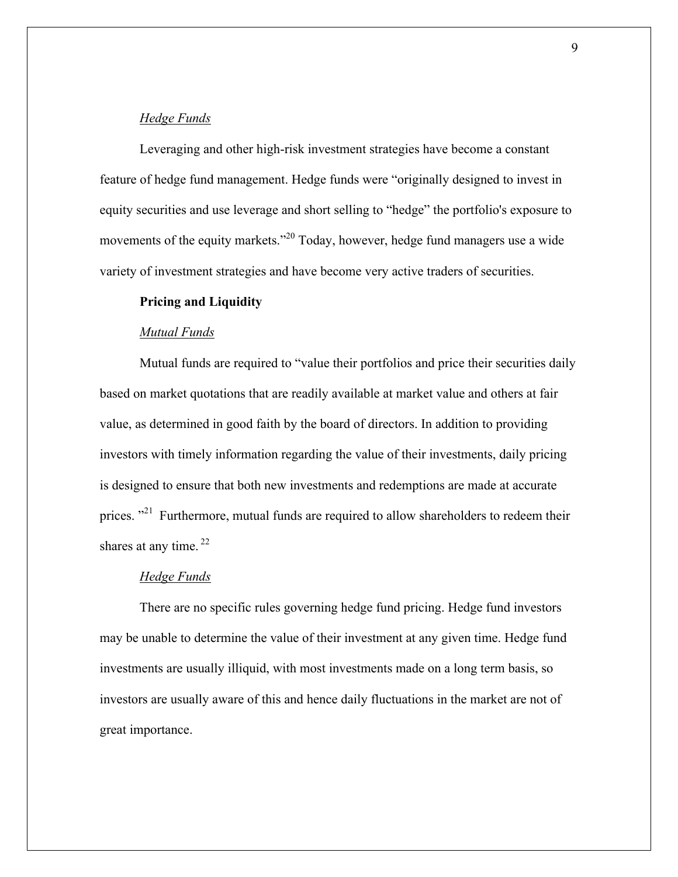*Hedge Funds*

Leveraging and other high-risk investment strategies have become a constant feature of hedge fund management. Hedge funds were "originally designed to invest in equity securities and use leverage and short selling to "hedge" the portfolio's exposure to movements of the equity markets."[20] Today, however, hedge fund managers use a wide variety of investment strategies and have become very active traders of securities.

**Pricing and Liquidity**

*Mutual Funds*

Mutual funds are required to "value their portfolios and price their securities daily based on market quotations that are readily available at market value and others at fair value, as determined in good faith by the board of directors. In addition to providing investors with timely information regarding the value of their investments, daily pricing is designed to ensure that both new investments and redemptions are made at accurate prices. "[21] Furthermore, mutual funds are required to allow shareholders to redeem their shares at any time. [22]

*Hedge Funds*

There are no specific rules governing hedge fund pricing. Hedge fund investors may be unable to determine the value of their investment at any given time. Hedge fund investments are usually illiquid, with most investments made on a long term basis, so investors are usually aware of this and hence daily fluctuations in the market are not of great importance.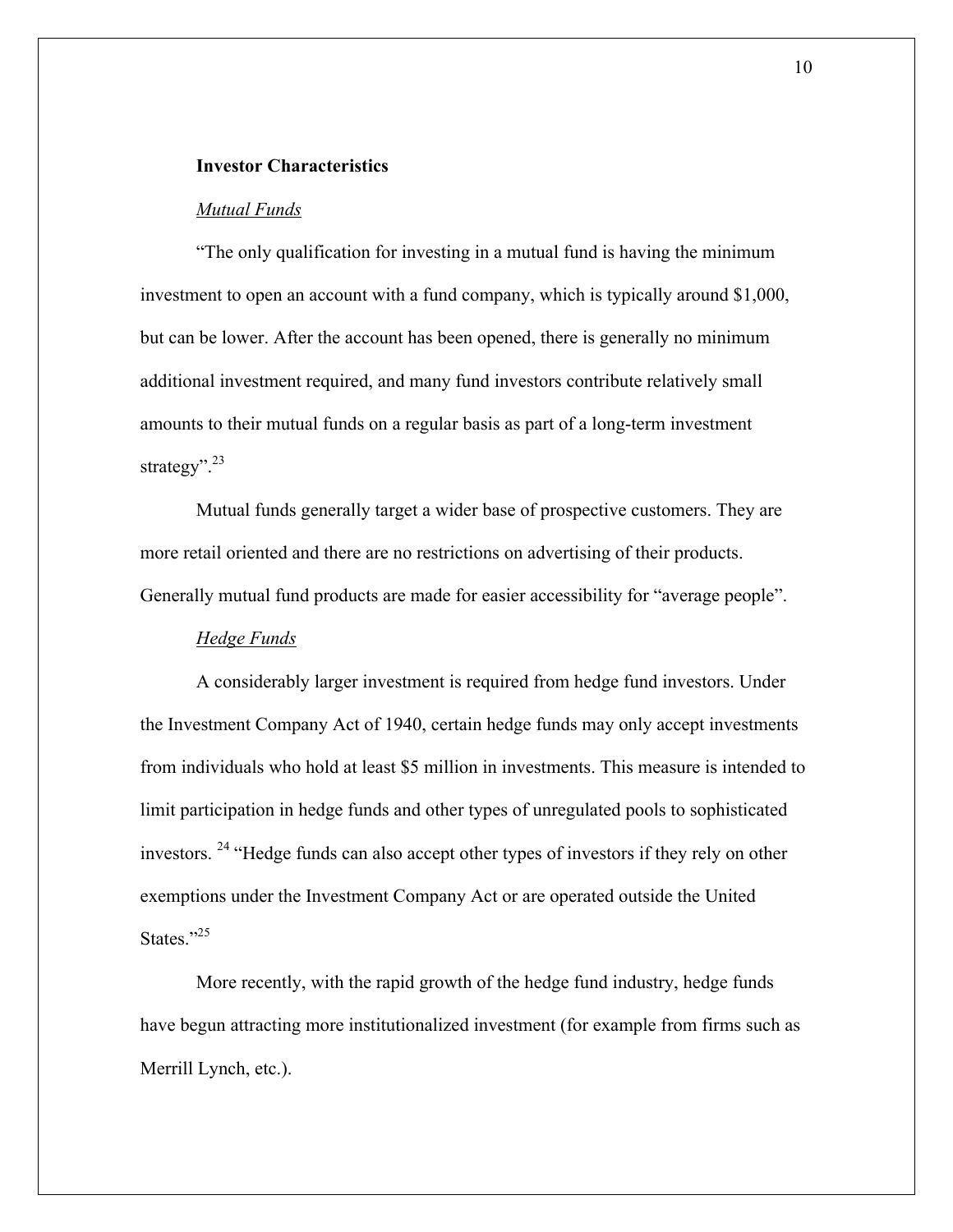**Investor Characteristics**

*Mutual Funds*

“The only qualification for investing in a mutual fund is having the minimum investment to open an account with a fund company, which is typically around $1,000, but can be lower. After the account has been opened, there is generally no minimum additional investment required, and many fund investors contribute relatively small amounts to their mutual funds on a regular basis as part of a long-term investment strategy”.[23]

Mutual funds generally target a wider base of prospective customers. They are more retail oriented and there are no restrictions on advertising of their products. Generally mutual fund products are made for easier accessibility for “average people”.

*Hedge Funds*

A considerably larger investment is required from hedge fund investors. Under the Investment Company Act of 1940, certain hedge funds may only accept investments from individuals who hold at least $5 million in investments. This measure is intended to limit participation in hedge funds and other types of unregulated pools to sophisticated investors. [24] “Hedge funds can also accept other types of investors if they rely on other exemptions under the Investment Company Act or are operated outside the United States.”[25]

More recently, with the rapid growth of the hedge fund industry, hedge funds have begun attracting more institutionalized investment (for example from firms such as Merrill Lynch, etc.).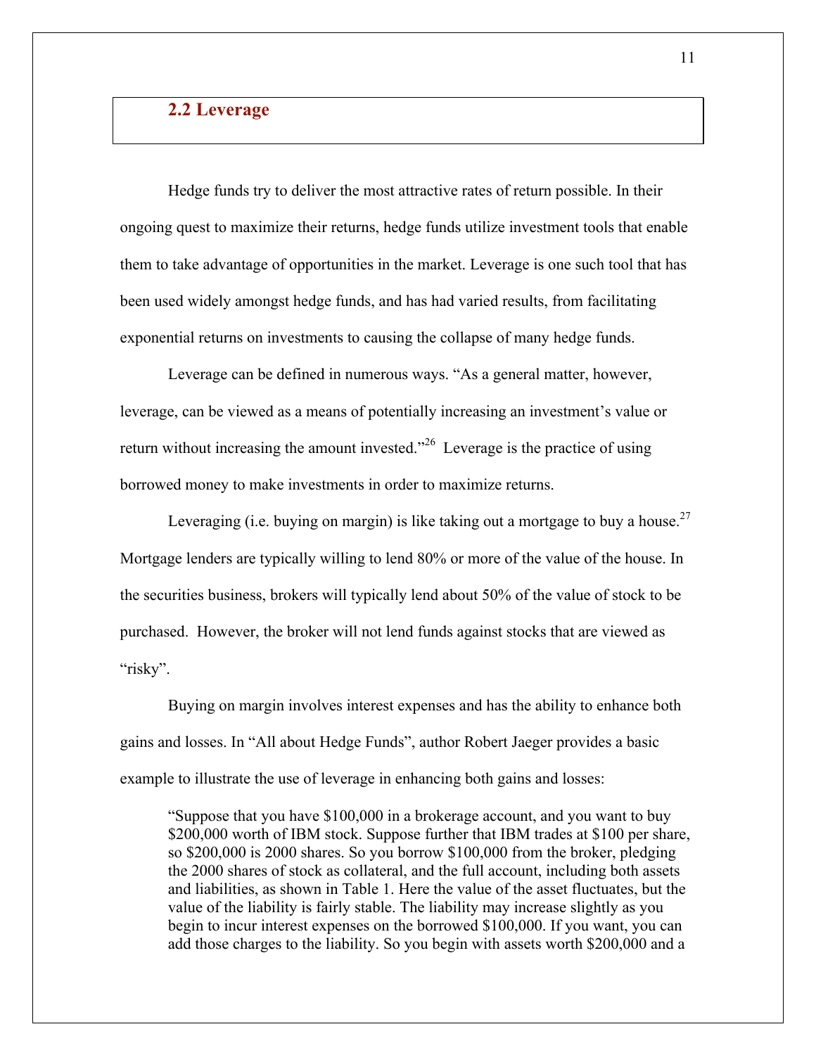## 2.2 Leverage

Hedge funds try to deliver the most attractive rates of return possible. In their ongoing quest to maximize their returns, hedge funds utilize investment tools that enable them to take advantage of opportunities in the market. Leverage is one such tool that has been used widely amongst hedge funds, and has had varied results, from facilitating exponential returns on investments to causing the collapse of many hedge funds.

Leverage can be defined in numerous ways. "As a general matter, however, leverage, can be viewed as a means of potentially increasing an investment's value or return without increasing the amount invested."[26] Leverage is the practice of using borrowed money to make investments in order to maximize returns.

Leveraging (i.e. buying on margin) is like taking out a mortgage to buy a house.[27] Mortgage lenders are typically willing to lend 80% or more of the value of the house. In the securities business, brokers will typically lend about 50% of the value of stock to be purchased. However, the broker will not lend funds against stocks that are viewed as "risky".

Buying on margin involves interest expenses and has the ability to enhance both gains and losses. In "All about Hedge Funds", author Robert Jaeger provides a basic example to illustrate the use of leverage in enhancing both gains and losses:

> "Suppose that you have $100,000 in a brokerage account, and you want to buy $200,000 worth of IBM stock. Suppose further that IBM trades at $100 per share, so $200,000 is 2000 shares. So you borrow $100,000 from the broker, pledging the 2000 shares of stock as collateral, and the full account, including both assets and liabilities, as shown in Table 1. Here the value of the asset fluctuates, but the value of the liability is fairly stable. The liability may increase slightly as you begin to incur interest expenses on the borrowed $100,000. If you want, you can add those charges to the liability. So you begin with assets worth $200,000 and a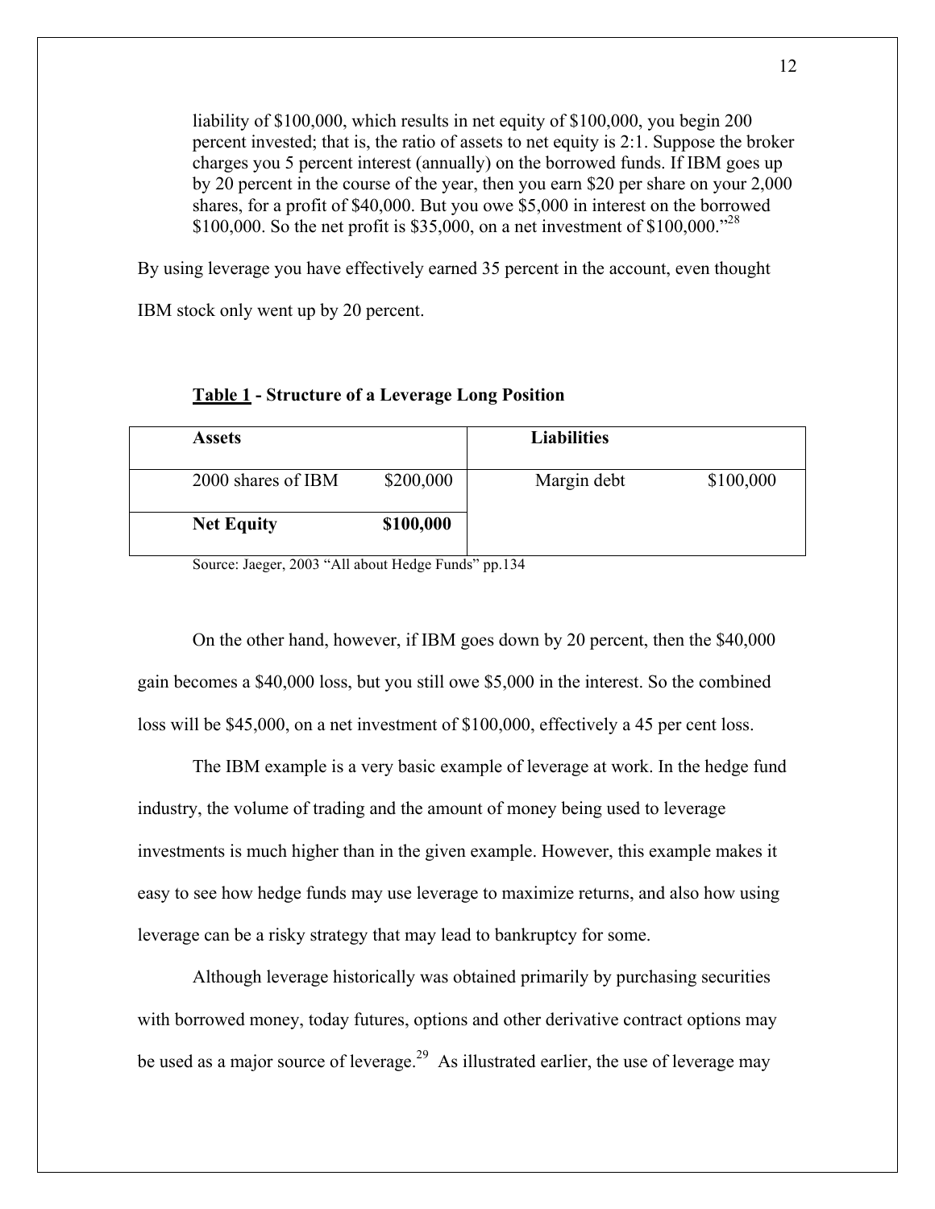> liability of $100,000, which results in net equity of $100,000, you begin 200 percent invested; that is, the ratio of assets to net equity is 2:1. Suppose the broker charges you 5 percent interest (annually) on the borrowed funds. If IBM goes up by 20 percent in the course of the year, then you earn $20 per share on your 2,000 shares, for a profit of $40,000. But you owe $5,000 in interest on the borrowed $100,000. So the net profit is $35,000, on a net investment of $100,000."[28]

By using leverage you have effectively earned 35 percent in the account, even thought IBM stock only went up by 20 percent.

**Table 1 - Structure of a Leverage Long Position**

| Assets | | Liabilities | |
|---|---|---|---|
| 2000 shares of IBM | $200,000 | Margin debt | $100,000 |
| **Net Equity** | **$100,000** | | |

Source: Jaeger, 2003 "All about Hedge Funds" pp.134

On the other hand, however, if IBM goes down by 20 percent, then the $40,000 gain becomes a $40,000 loss, but you still owe $5,000 in the interest. So the combined loss will be $45,000, on a net investment of $100,000, effectively a 45 per cent loss.

The IBM example is a very basic example of leverage at work. In the hedge fund industry, the volume of trading and the amount of money being used to leverage investments is much higher than in the given example. However, this example makes it easy to see how hedge funds may use leverage to maximize returns, and also how using leverage can be a risky strategy that may lead to bankruptcy for some.

Although leverage historically was obtained primarily by purchasing securities with borrowed money, today futures, options and other derivative contract options may be used as a major source of leverage.[29] As illustrated earlier, the use of leverage may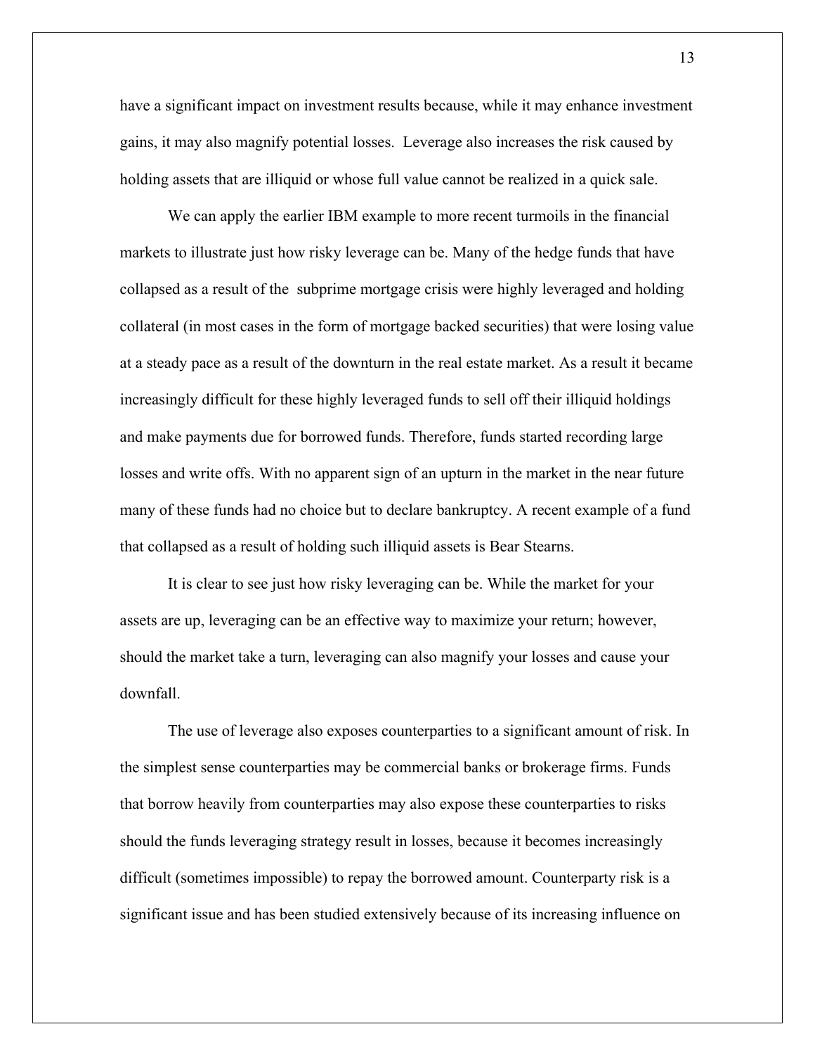have a significant impact on investment results because, while it may enhance investment gains, it may also magnify potential losses.  Leverage also increases the risk caused by holding assets that are illiquid or whose full value cannot be realized in a quick sale.

We can apply the earlier IBM example to more recent turmoils in the financial markets to illustrate just how risky leverage can be. Many of the hedge funds that have collapsed as a result of the  subprime mortgage crisis were highly leveraged and holding collateral (in most cases in the form of mortgage backed securities) that were losing value at a steady pace as a result of the downturn in the real estate market. As a result it became increasingly difficult for these highly leveraged funds to sell off their illiquid holdings and make payments due for borrowed funds. Therefore, funds started recording large losses and write offs. With no apparent sign of an upturn in the market in the near future many of these funds had no choice but to declare bankruptcy. A recent example of a fund that collapsed as a result of holding such illiquid assets is Bear Stearns.

It is clear to see just how risky leveraging can be. While the market for your assets are up, leveraging can be an effective way to maximize your return; however, should the market take a turn, leveraging can also magnify your losses and cause your downfall.

The use of leverage also exposes counterparties to a significant amount of risk. In the simplest sense counterparties may be commercial banks or brokerage firms. Funds that borrow heavily from counterparties may also expose these counterparties to risks should the funds leveraging strategy result in losses, because it becomes increasingly difficult (sometimes impossible) to repay the borrowed amount. Counterparty risk is a significant issue and has been studied extensively because of its increasing influence on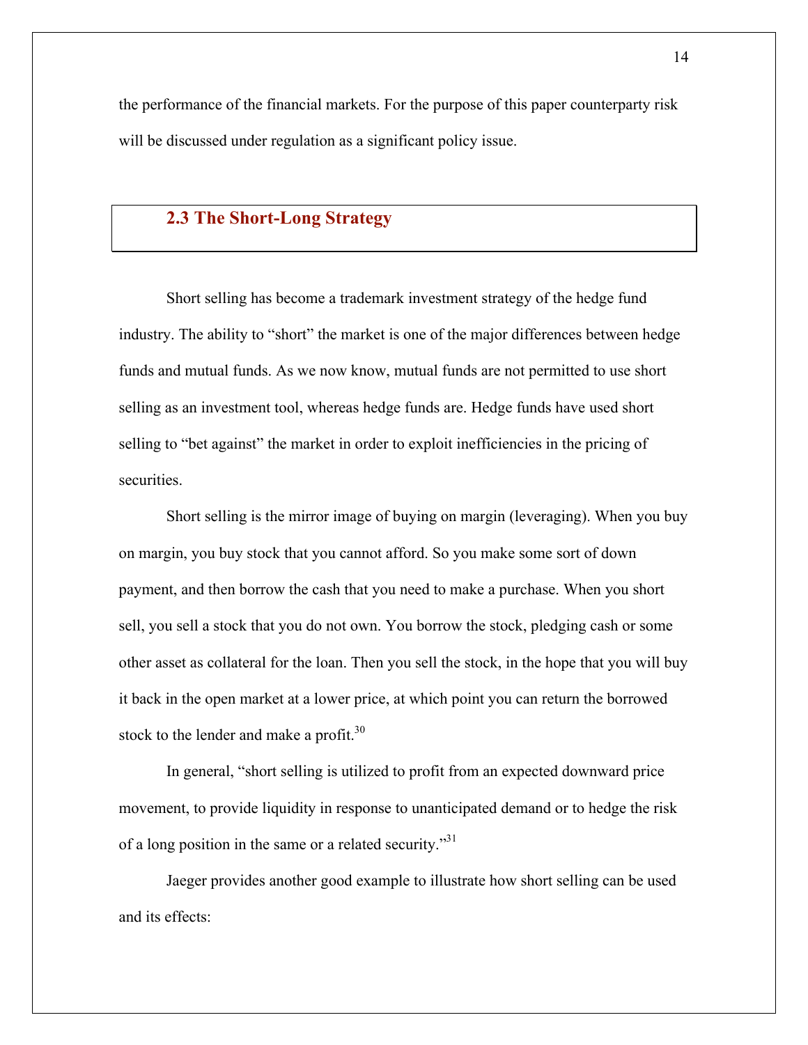the performance of the financial markets. For the purpose of this paper counterparty risk will be discussed under regulation as a significant policy issue.

## 2.3 The Short-Long Strategy

Short selling has become a trademark investment strategy of the hedge fund industry. The ability to "short" the market is one of the major differences between hedge funds and mutual funds. As we now know, mutual funds are not permitted to use short selling as an investment tool, whereas hedge funds are. Hedge funds have used short selling to "bet against" the market in order to exploit inefficiencies in the pricing of securities.

Short selling is the mirror image of buying on margin (leveraging). When you buy on margin, you buy stock that you cannot afford. So you make some sort of down payment, and then borrow the cash that you need to make a purchase. When you short sell, you sell a stock that you do not own. You borrow the stock, pledging cash or some other asset as collateral for the loan. Then you sell the stock, in the hope that you will buy it back in the open market at a lower price, at which point you can return the borrowed stock to the lender and make a profit.[30]

In general, "short selling is utilized to profit from an expected downward price movement, to provide liquidity in response to unanticipated demand or to hedge the risk of a long position in the same or a related security."[31]

Jaeger provides another good example to illustrate how short selling can be used and its effects: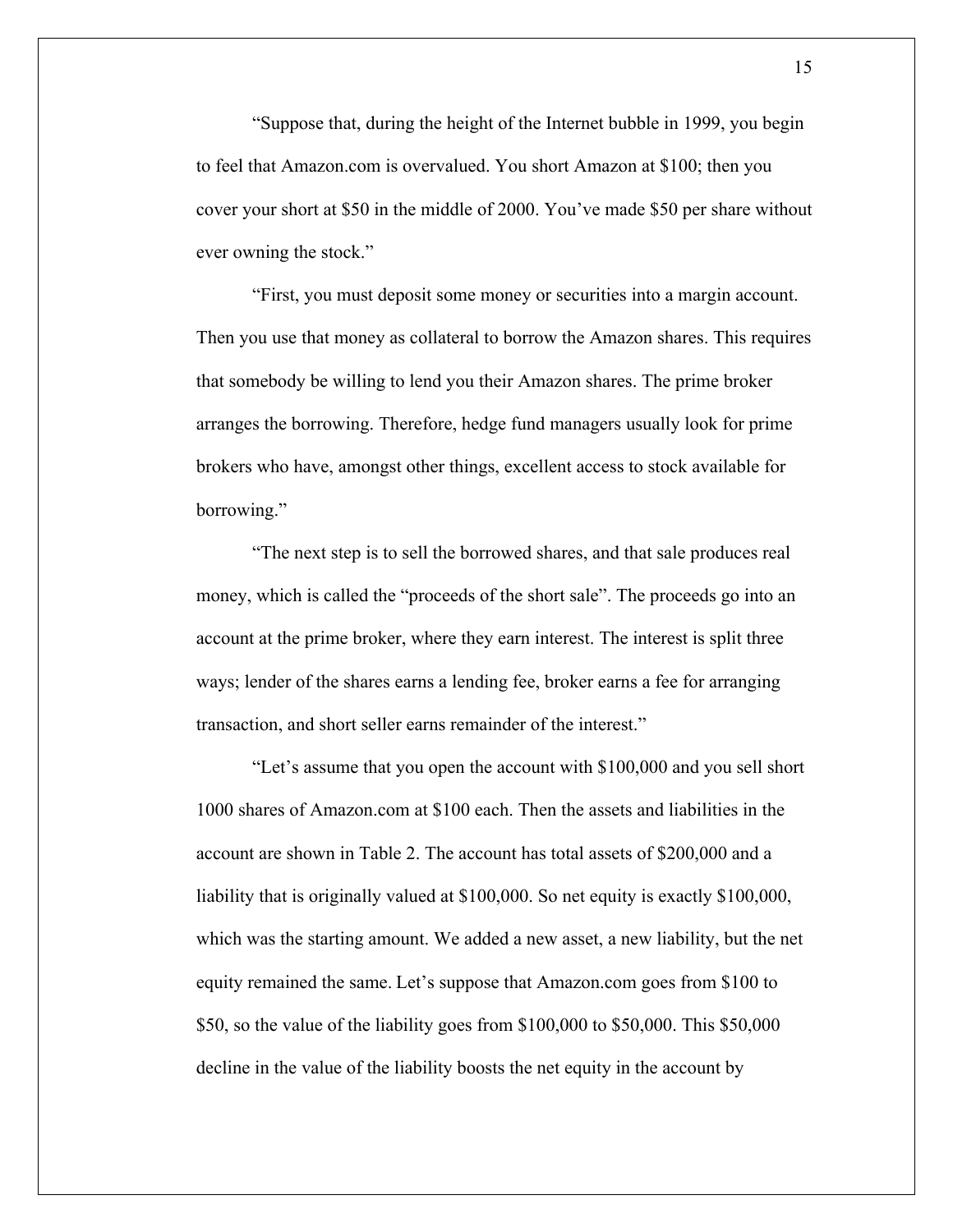"Suppose that, during the height of the Internet bubble in 1999, you begin to feel that Amazon.com is overvalued. You short Amazon at $100; then you cover your short at $50 in the middle of 2000. You've made $50 per share without ever owning the stock."

"First, you must deposit some money or securities into a margin account. Then you use that money as collateral to borrow the Amazon shares. This requires that somebody be willing to lend you their Amazon shares. The prime broker arranges the borrowing. Therefore, hedge fund managers usually look for prime brokers who have, amongst other things, excellent access to stock available for borrowing."

"The next step is to sell the borrowed shares, and that sale produces real money, which is called the "proceeds of the short sale". The proceeds go into an account at the prime broker, where they earn interest. The interest is split three ways; lender of the shares earns a lending fee, broker earns a fee for arranging transaction, and short seller earns remainder of the interest."

"Let's assume that you open the account with $100,000 and you sell short 1000 shares of Amazon.com at $100 each. Then the assets and liabilities in the account are shown in Table 2. The account has total assets of $200,000 and a liability that is originally valued at $100,000. So net equity is exactly $100,000, which was the starting amount. We added a new asset, a new liability, but the net equity remained the same. Let's suppose that Amazon.com goes from $100 to $50, so the value of the liability goes from $100,000 to $50,000. This $50,000 decline in the value of the liability boosts the net equity in the account by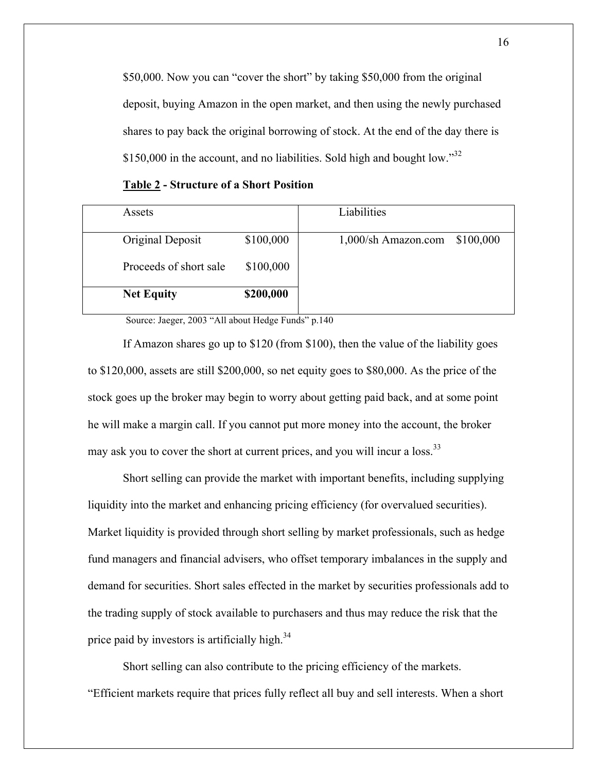$50,000. Now you can "cover the short" by taking $50,000 from the original deposit, buying Amazon in the open market, and then using the newly purchased shares to pay back the original borrowing of stock. At the end of the day there is $150,000 in the account, and no liabilities. Sold high and bought low."[32]

**Table 2 - Structure of a Short Position**

| Assets | | Liabilities | |
|---|---|---|---|
| Original Deposit | $100,000 | 1,000/sh Amazon.com | $100,000 |
| Proceeds of short sale | $100,000 | | |
| **Net Equity** | **$200,000** | | |

Source: Jaeger, 2003 "All about Hedge Funds" p.140

If Amazon shares go up to $120 (from $100), then the value of the liability goes to $120,000, assets are still $200,000, so net equity goes to $80,000. As the price of the stock goes up the broker may begin to worry about getting paid back, and at some point he will make a margin call. If you cannot put more money into the account, the broker may ask you to cover the short at current prices, and you will incur a loss.[33]

Short selling can provide the market with important benefits, including supplying liquidity into the market and enhancing pricing efficiency (for overvalued securities). Market liquidity is provided through short selling by market professionals, such as hedge fund managers and financial advisers, who offset temporary imbalances in the supply and demand for securities. Short sales effected in the market by securities professionals add to the trading supply of stock available to purchasers and thus may reduce the risk that the price paid by investors is artificially high.[34]

Short selling can also contribute to the pricing efficiency of the markets. "Efficient markets require that prices fully reflect all buy and sell interests. When a short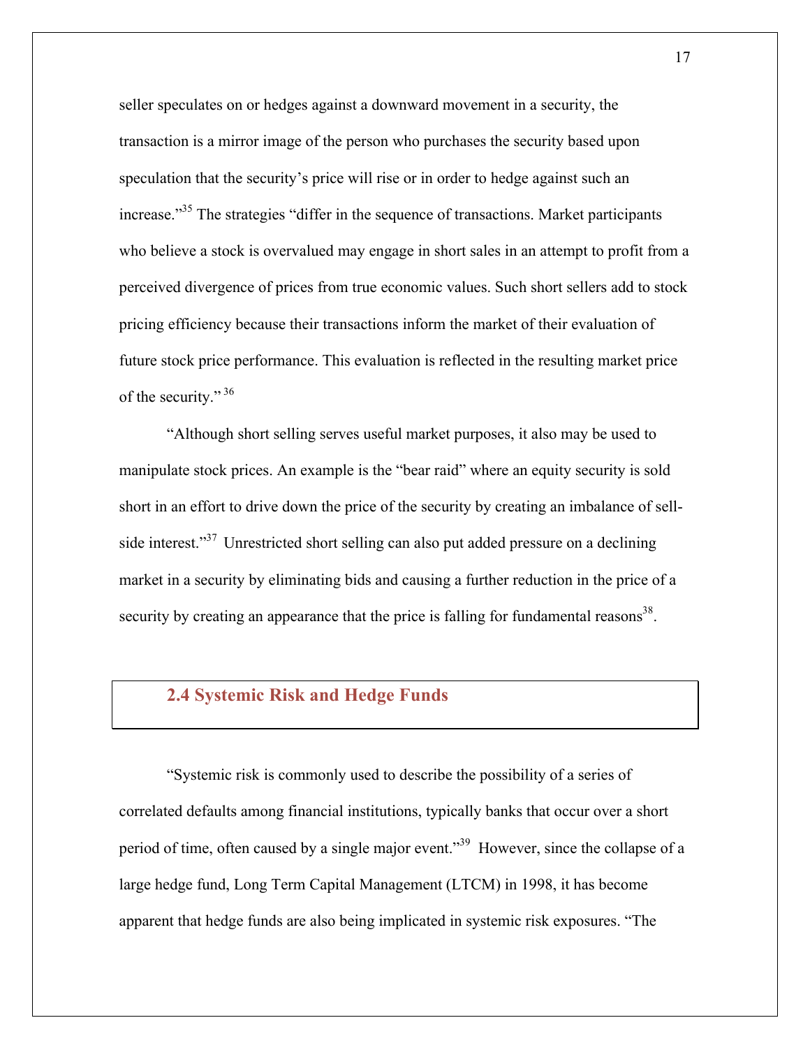seller speculates on or hedges against a downward movement in a security, the transaction is a mirror image of the person who purchases the security based upon speculation that the security's price will rise or in order to hedge against such an increase."[35] The strategies "differ in the sequence of transactions. Market participants who believe a stock is overvalued may engage in short sales in an attempt to profit from a perceived divergence of prices from true economic values. Such short sellers add to stock pricing efficiency because their transactions inform the market of their evaluation of future stock price performance. This evaluation is reflected in the resulting market price of the security."[36]

"Although short selling serves useful market purposes, it also may be used to manipulate stock prices. An example is the "bear raid" where an equity security is sold short in an effort to drive down the price of the security by creating an imbalance of sell-side interest."[37] Unrestricted short selling can also put added pressure on a declining market in a security by eliminating bids and causing a further reduction in the price of a security by creating an appearance that the price is falling for fundamental reasons[38].

## 2.4 Systemic Risk and Hedge Funds

"Systemic risk is commonly used to describe the possibility of a series of correlated defaults among financial institutions, typically banks that occur over a short period of time, often caused by a single major event."[39] However, since the collapse of a large hedge fund, Long Term Capital Management (LTCM) in 1998, it has become apparent that hedge funds are also being implicated in systemic risk exposures. "The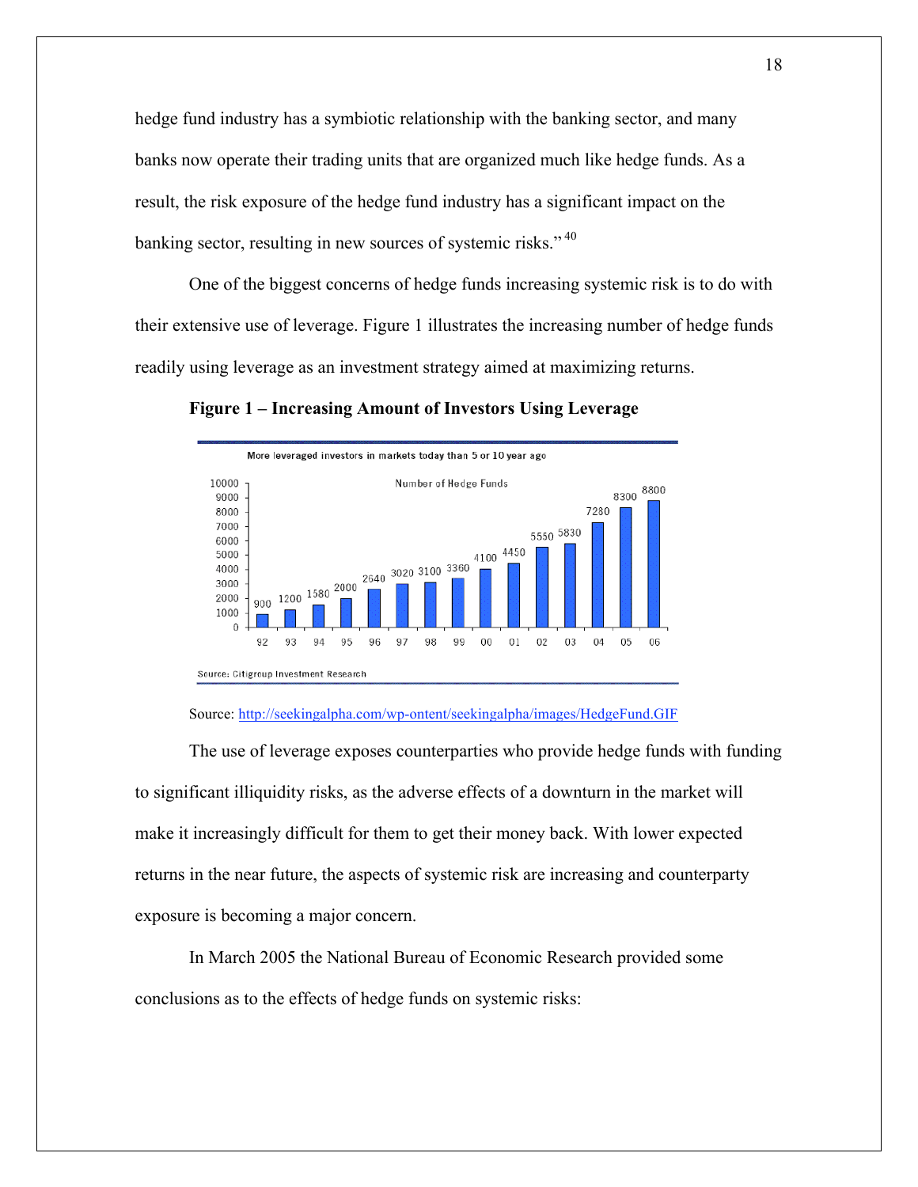hedge fund industry has a symbiotic relationship with the banking sector, and many banks now operate their trading units that are organized much like hedge funds. As a result, the risk exposure of the hedge fund industry has a significant impact on the banking sector, resulting in new sources of systemic risks."[40]

One of the biggest concerns of hedge funds increasing systemic risk is to do with their extensive use of leverage. Figure 1 illustrates the increasing number of hedge funds readily using leverage as an investment strategy aimed at maximizing returns.

**Figure 1 – Increasing Amount of Investors Using Leverage**

More leveraged investors in markets today than 5 or 10 year ago

Number of Hedge Funds

| Year | 92 | 93 | 94 | 95 | 96 | 97 | 98 | 99 | 00 | 01 | 02 | 03 | 04 | 05 | 06 |
|---|---|---|---|---|---|---|---|---|---|---|---|---|---|---|---|
| Number of Hedge Funds | 900 | 1200 | 1580 | 2000 | 2640 | 3020 | 3100 | 3360 | 4100 | 4450 | 5550 | 5830 | 7280 | 8300 | 8800 |

Source: Citigroup Investment Research

Source: http://seekingalpha.com/wp-ontent/seekingalpha/images/HedgeFund.GIF

The use of leverage exposes counterparties who provide hedge funds with funding to significant illiquidity risks, as the adverse effects of a downturn in the market will make it increasingly difficult for them to get their money back. With lower expected returns in the near future, the aspects of systemic risk are increasing and counterparty exposure is becoming a major concern.

In March 2005 the National Bureau of Economic Research provided some conclusions as to the effects of hedge funds on systemic risks: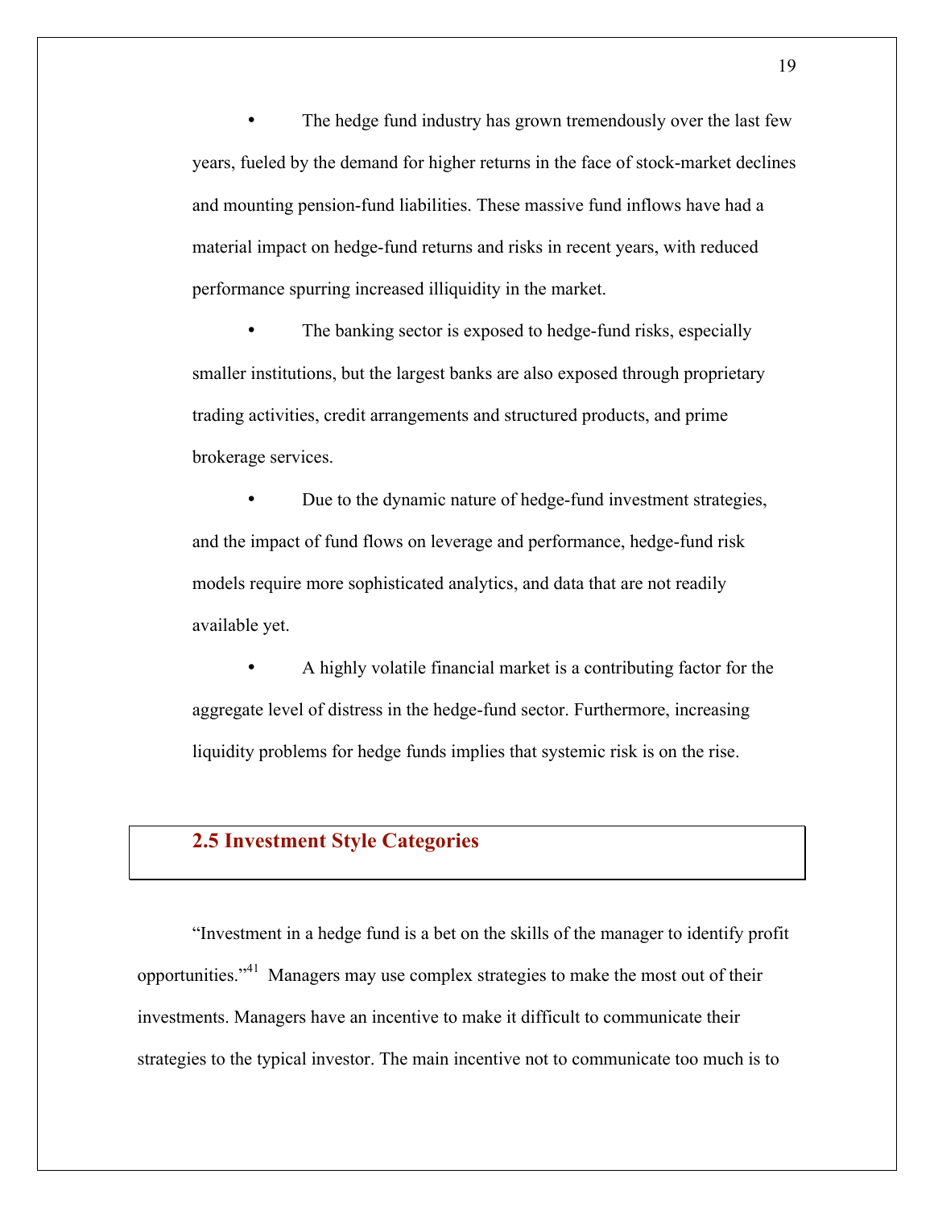- The hedge fund industry has grown tremendously over the last few years, fueled by the demand for higher returns in the face of stock-market declines and mounting pension-fund liabilities. These massive fund inflows have had a material impact on hedge-fund returns and risks in recent years, with reduced performance spurring increased illiquidity in the market.

- The banking sector is exposed to hedge-fund risks, especially smaller institutions, but the largest banks are also exposed through proprietary trading activities, credit arrangements and structured products, and prime brokerage services.

- Due to the dynamic nature of hedge-fund investment strategies, and the impact of fund flows on leverage and performance, hedge-fund risk models require more sophisticated analytics, and data that are not readily available yet.

- A highly volatile financial market is a contributing factor for the aggregate level of distress in the hedge-fund sector. Furthermore, increasing liquidity problems for hedge funds implies that systemic risk is on the rise.

## 2.5 Investment Style Categories

"Investment in a hedge fund is a bet on the skills of the manager to identify profit opportunities."[41] Managers may use complex strategies to make the most out of their investments. Managers have an incentive to make it difficult to communicate their strategies to the typical investor. The main incentive not to communicate too much is to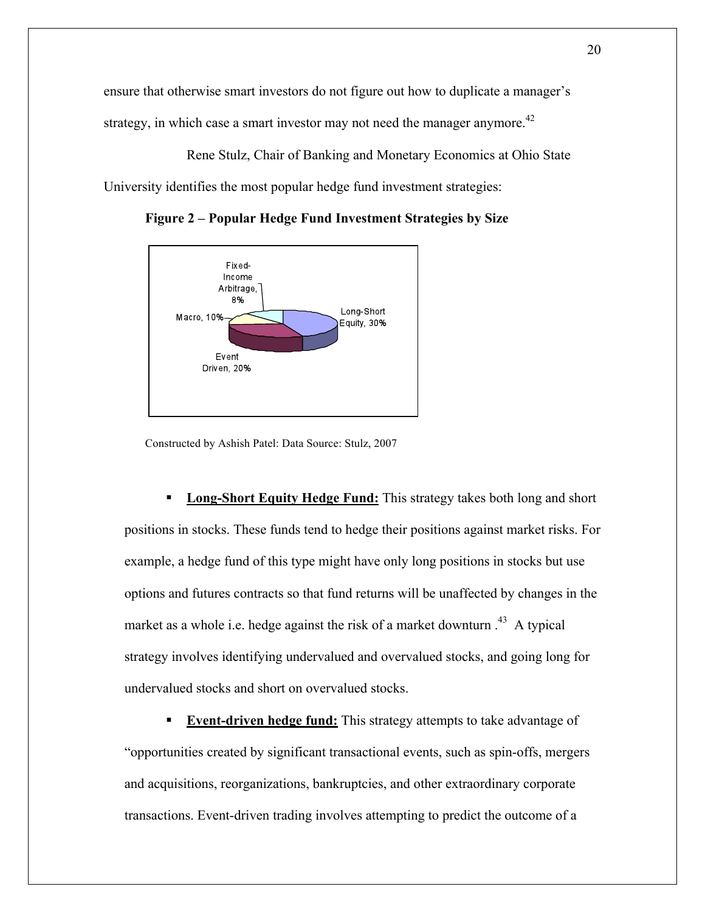ensure that otherwise smart investors do not figure out how to duplicate a manager's strategy, in which case a smart investor may not need the manager anymore.[42]

Rene Stulz, Chair of Banking and Monetary Economics at Ohio State University identifies the most popular hedge fund investment strategies:

**Figure 2 – Popular Hedge Fund Investment Strategies by Size**

Fixed-Income Arbitrage, 8%

Macro, 10%

Long-Short Equity, 30%

Event Driven, 20%

Constructed by Ashish Patel: Data Source: Stulz, 2007

- **<u>Long-Short Equity Hedge Fund:</u>** This strategy takes both long and short positions in stocks. These funds tend to hedge their positions against market risks. For example, a hedge fund of this type might have only long positions in stocks but use options and futures contracts so that fund returns will be unaffected by changes in the market as a whole i.e. hedge against the risk of a market downturn .[43] A typical strategy involves identifying undervalued and overvalued stocks, and going long for undervalued stocks and short on overvalued stocks.

- **<u>Event-driven hedge fund:</u>** This strategy attempts to take advantage of "opportunities created by significant transactional events, such as spin-offs, mergers and acquisitions, reorganizations, bankruptcies, and other extraordinary corporate transactions. Event-driven trading involves attempting to predict the outcome of a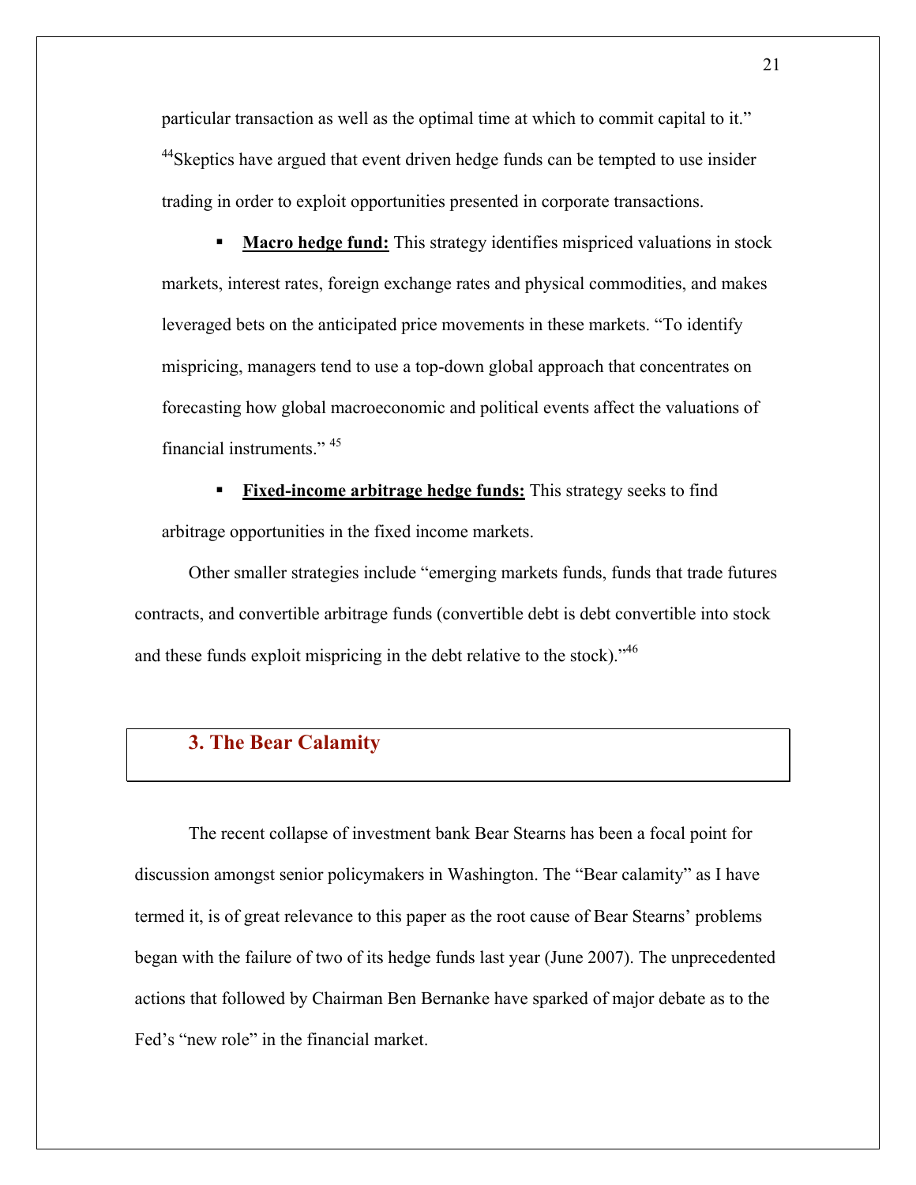particular transaction as well as the optimal time at which to commit capital to it."[44] Skeptics have argued that event driven hedge funds can be tempted to use insider trading in order to exploit opportunities presented in corporate transactions.

- **Macro hedge fund:** This strategy identifies mispriced valuations in stock markets, interest rates, foreign exchange rates and physical commodities, and makes leveraged bets on the anticipated price movements in these markets. "To identify mispricing, managers tend to use a top-down global approach that concentrates on forecasting how global macroeconomic and political events affect the valuations of financial instruments." [45]

- **Fixed-income arbitrage hedge funds:** This strategy seeks to find arbitrage opportunities in the fixed income markets.

Other smaller strategies include "emerging markets funds, funds that trade futures contracts, and convertible arbitrage funds (convertible debt is debt convertible into stock and these funds exploit mispricing in the debt relative to the stock)."[46]

## 3. The Bear Calamity

The recent collapse of investment bank Bear Stearns has been a focal point for discussion amongst senior policymakers in Washington. The "Bear calamity" as I have termed it, is of great relevance to this paper as the root cause of Bear Stearns' problems began with the failure of two of its hedge funds last year (June 2007). The unprecedented actions that followed by Chairman Ben Bernanke have sparked of major debate as to the Fed's "new role" in the financial market.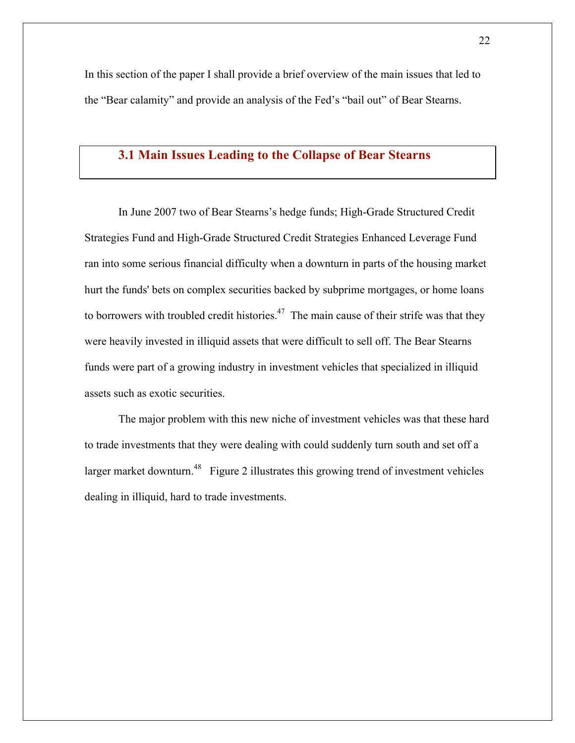In this section of the paper I shall provide a brief overview of the main issues that led to the "Bear calamity" and provide an analysis of the Fed's "bail out" of Bear Stearns.

## 3.1 Main Issues Leading to the Collapse of Bear Stearns

In June 2007 two of Bear Stearns's hedge funds; High-Grade Structured Credit Strategies Fund and High-Grade Structured Credit Strategies Enhanced Leverage Fund ran into some serious financial difficulty when a downturn in parts of the housing market hurt the funds' bets on complex securities backed by subprime mortgages, or home loans to borrowers with troubled credit histories.[47] The main cause of their strife was that they were heavily invested in illiquid assets that were difficult to sell off. The Bear Stearns funds were part of a growing industry in investment vehicles that specialized in illiquid assets such as exotic securities.

The major problem with this new niche of investment vehicles was that these hard to trade investments that they were dealing with could suddenly turn south and set off a larger market downturn.[48] Figure 2 illustrates this growing trend of investment vehicles dealing in illiquid, hard to trade investments.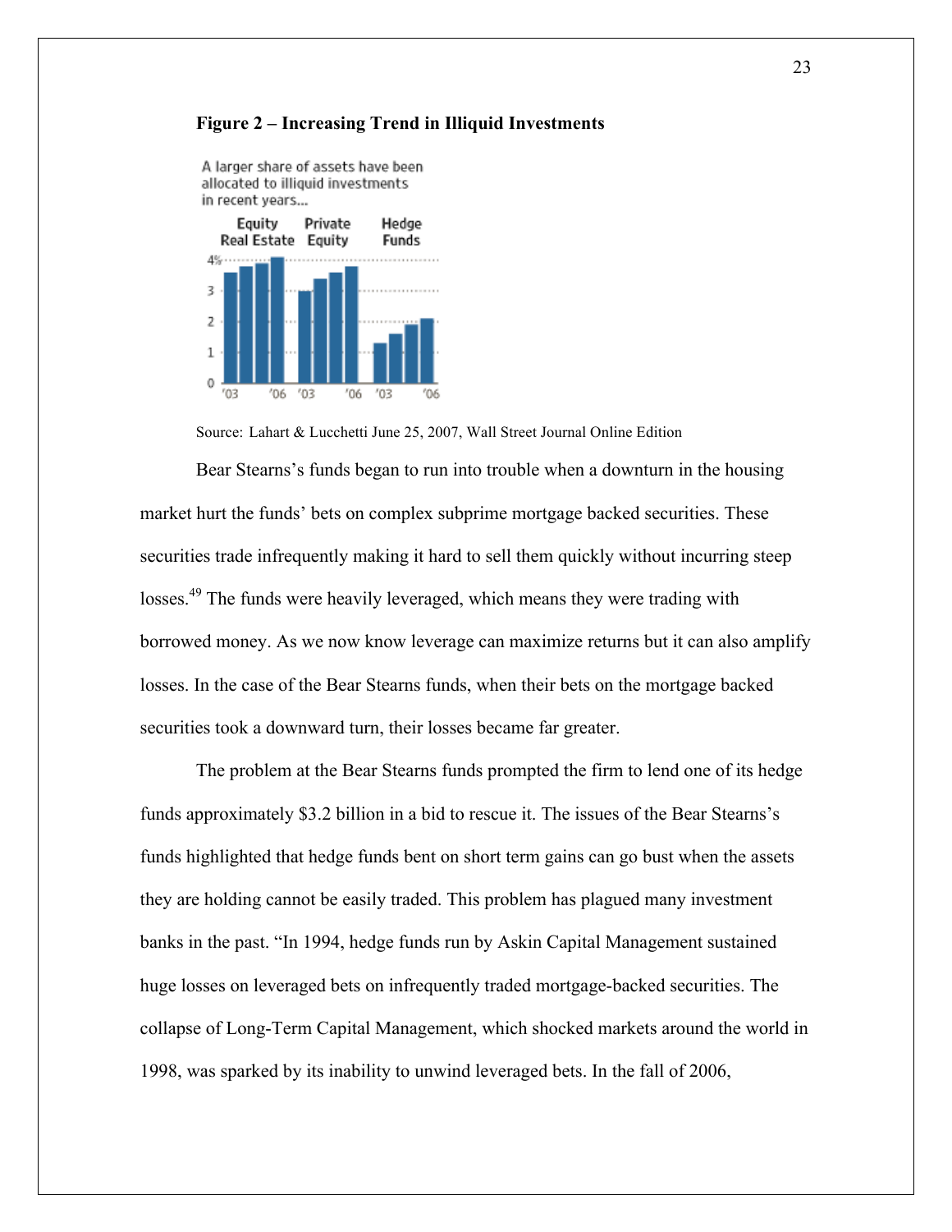**Figure 2 – Increasing Trend in Illiquid Investments**

A larger share of assets have been allocated to illiquid investments in recent years...

Source: Lahart & Lucchetti June 25, 2007, Wall Street Journal Online Edition

Bear Stearns's funds began to run into trouble when a downturn in the housing market hurt the funds' bets on complex subprime mortgage backed securities. These securities trade infrequently making it hard to sell them quickly without incurring steep losses.[49] The funds were heavily leveraged, which means they were trading with borrowed money. As we now know leverage can maximize returns but it can also amplify losses. In the case of the Bear Stearns funds, when their bets on the mortgage backed securities took a downward turn, their losses became far greater.

The problem at the Bear Stearns funds prompted the firm to lend one of its hedge funds approximately $3.2 billion in a bid to rescue it. The issues of the Bear Stearns's funds highlighted that hedge funds bent on short term gains can go bust when the assets they are holding cannot be easily traded. This problem has plagued many investment banks in the past. "In 1994, hedge funds run by Askin Capital Management sustained huge losses on leveraged bets on infrequently traded mortgage-backed securities. The collapse of Long-Term Capital Management, which shocked markets around the world in 1998, was sparked by its inability to unwind leveraged bets. In the fall of 2006,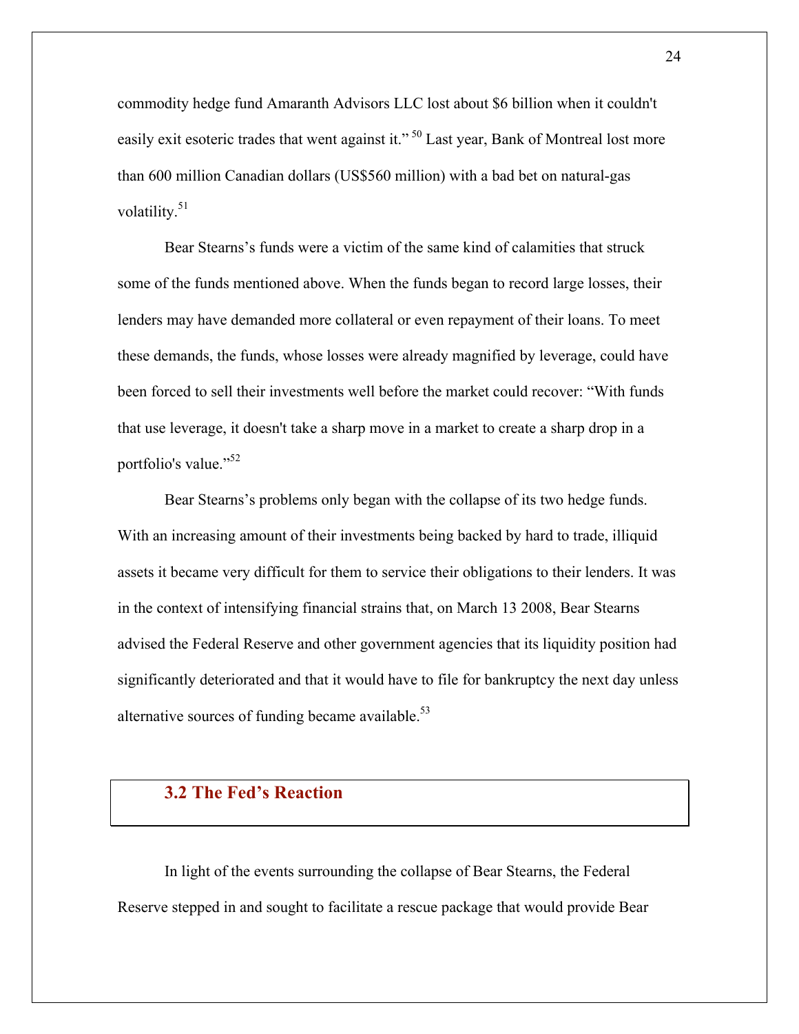commodity hedge fund Amaranth Advisors LLC lost about $6 billion when it couldn't easily exit esoteric trades that went against it." [50] Last year, Bank of Montreal lost more than 600 million Canadian dollars (US$560 million) with a bad bet on natural-gas volatility.[51]

Bear Stearns's funds were a victim of the same kind of calamities that struck some of the funds mentioned above. When the funds began to record large losses, their lenders may have demanded more collateral or even repayment of their loans. To meet these demands, the funds, whose losses were already magnified by leverage, could have been forced to sell their investments well before the market could recover: "With funds that use leverage, it doesn't take a sharp move in a market to create a sharp drop in a portfolio's value."[52]

Bear Stearns's problems only began with the collapse of its two hedge funds. With an increasing amount of their investments being backed by hard to trade, illiquid assets it became very difficult for them to service their obligations to their lenders. It was in the context of intensifying financial strains that, on March 13 2008, Bear Stearns advised the Federal Reserve and other government agencies that its liquidity position had significantly deteriorated and that it would have to file for bankruptcy the next day unless alternative sources of funding became available.[53]

## 3.2 The Fed's Reaction

In light of the events surrounding the collapse of Bear Stearns, the Federal Reserve stepped in and sought to facilitate a rescue package that would provide Bear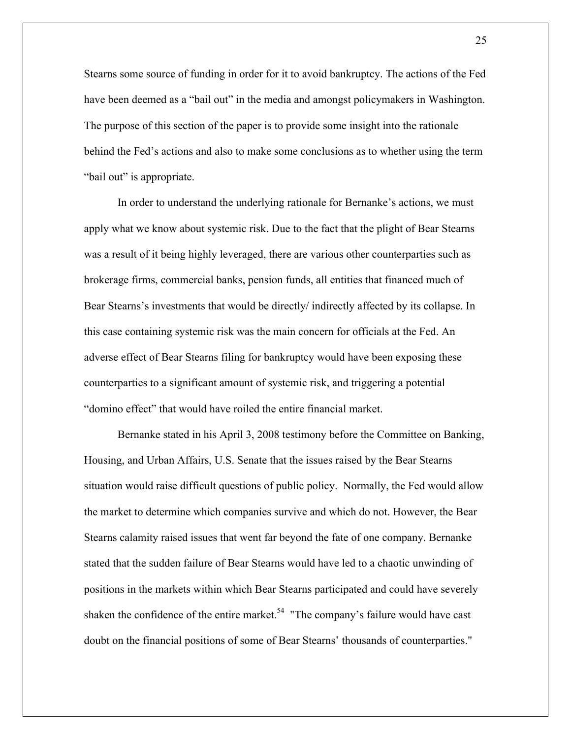Stearns some source of funding in order for it to avoid bankruptcy. The actions of the Fed have been deemed as a "bail out" in the media and amongst policymakers in Washington. The purpose of this section of the paper is to provide some insight into the rationale behind the Fed's actions and also to make some conclusions as to whether using the term "bail out" is appropriate.

In order to understand the underlying rationale for Bernanke's actions, we must apply what we know about systemic risk. Due to the fact that the plight of Bear Stearns was a result of it being highly leveraged, there are various other counterparties such as brokerage firms, commercial banks, pension funds, all entities that financed much of Bear Stearns's investments that would be directly/ indirectly affected by its collapse. In this case containing systemic risk was the main concern for officials at the Fed. An adverse effect of Bear Stearns filing for bankruptcy would have been exposing these counterparties to a significant amount of systemic risk, and triggering a potential "domino effect" that would have roiled the entire financial market.

Bernanke stated in his April 3, 2008 testimony before the Committee on Banking, Housing, and Urban Affairs, U.S. Senate that the issues raised by the Bear Stearns situation would raise difficult questions of public policy. Normally, the Fed would allow the market to determine which companies survive and which do not. However, the Bear Stearns calamity raised issues that went far beyond the fate of one company. Bernanke stated that the sudden failure of Bear Stearns would have led to a chaotic unwinding of positions in the markets within which Bear Stearns participated and could have severely shaken the confidence of the entire market.[54] "The company's failure would have cast doubt on the financial positions of some of Bear Stearns' thousands of counterparties."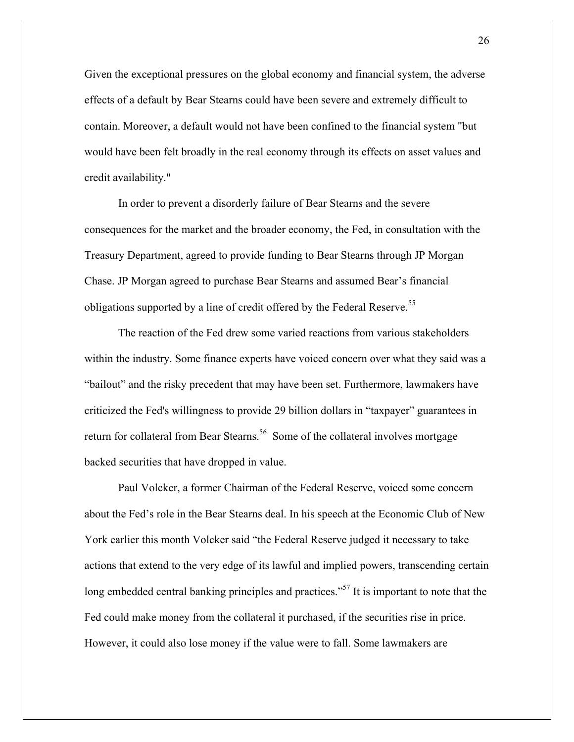Given the exceptional pressures on the global economy and financial system, the adverse effects of a default by Bear Stearns could have been severe and extremely difficult to contain. Moreover, a default would not have been confined to the financial system "but would have been felt broadly in the real economy through its effects on asset values and credit availability."

In order to prevent a disorderly failure of Bear Stearns and the severe consequences for the market and the broader economy, the Fed, in consultation with the Treasury Department, agreed to provide funding to Bear Stearns through JP Morgan Chase. JP Morgan agreed to purchase Bear Stearns and assumed Bear's financial obligations supported by a line of credit offered by the Federal Reserve.[55]

The reaction of the Fed drew some varied reactions from various stakeholders within the industry. Some finance experts have voiced concern over what they said was a "bailout" and the risky precedent that may have been set. Furthermore, lawmakers have criticized the Fed's willingness to provide 29 billion dollars in "taxpayer" guarantees in return for collateral from Bear Stearns.[56] Some of the collateral involves mortgage backed securities that have dropped in value.

Paul Volcker, a former Chairman of the Federal Reserve, voiced some concern about the Fed's role in the Bear Stearns deal. In his speech at the Economic Club of New York earlier this month Volcker said "the Federal Reserve judged it necessary to take actions that extend to the very edge of its lawful and implied powers, transcending certain long embedded central banking principles and practices."[57] It is important to note that the Fed could make money from the collateral it purchased, if the securities rise in price. However, it could also lose money if the value were to fall. Some lawmakers are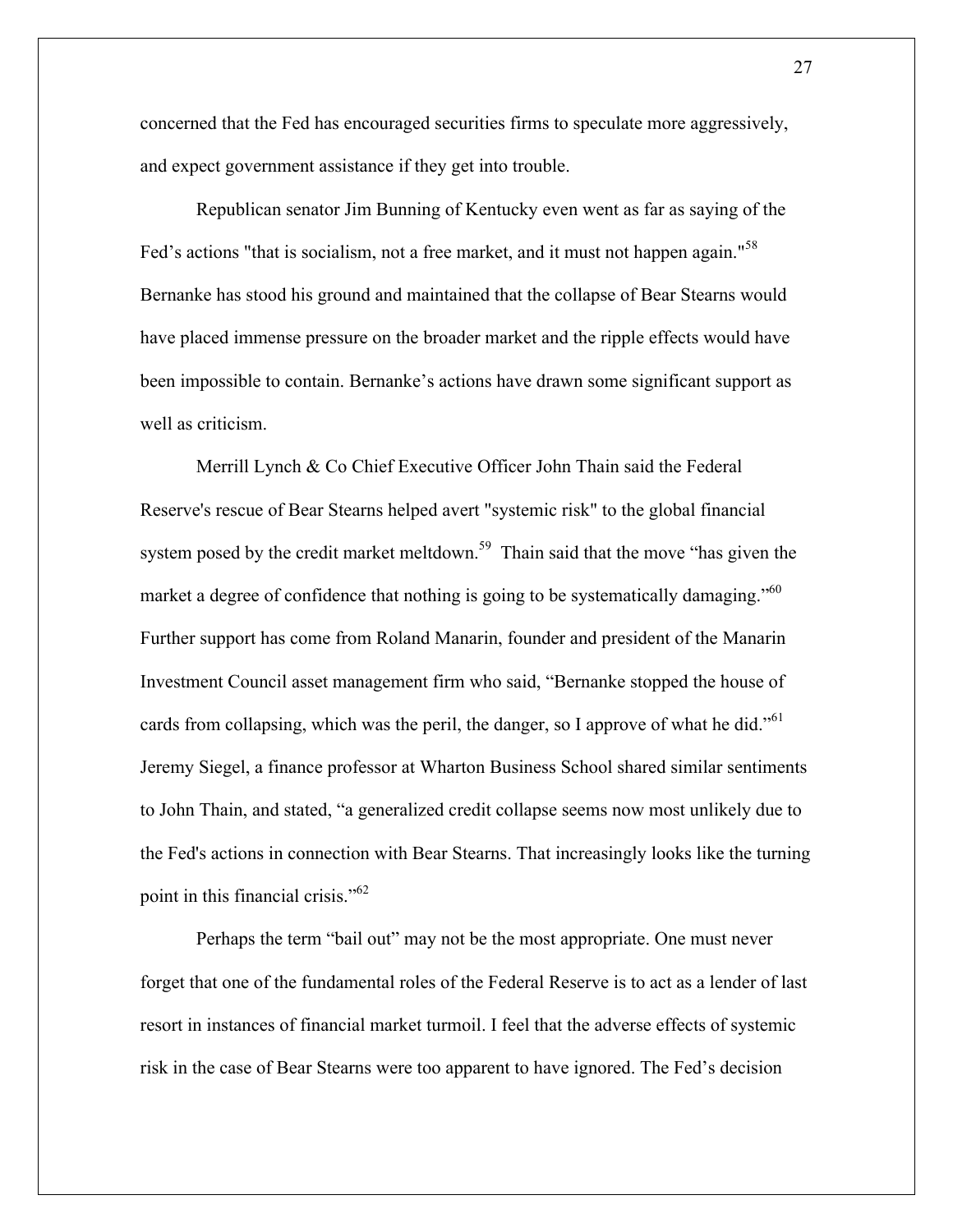concerned that the Fed has encouraged securities firms to speculate more aggressively, and expect government assistance if they get into trouble.

Republican senator Jim Bunning of Kentucky even went as far as saying of the Fed's actions "that is socialism, not a free market, and it must not happen again."[58] Bernanke has stood his ground and maintained that the collapse of Bear Stearns would have placed immense pressure on the broader market and the ripple effects would have been impossible to contain. Bernanke's actions have drawn some significant support as well as criticism.

Merrill Lynch & Co Chief Executive Officer John Thain said the Federal Reserve's rescue of Bear Stearns helped avert "systemic risk" to the global financial system posed by the credit market meltdown.[59] Thain said that the move "has given the market a degree of confidence that nothing is going to be systematically damaging."[60] Further support has come from Roland Manarin, founder and president of the Manarin Investment Council asset management firm who said, "Bernanke stopped the house of cards from collapsing, which was the peril, the danger, so I approve of what he did."[61] Jeremy Siegel, a finance professor at Wharton Business School shared similar sentiments to John Thain, and stated, "a generalized credit collapse seems now most unlikely due to the Fed's actions in connection with Bear Stearns. That increasingly looks like the turning point in this financial crisis."[62]

Perhaps the term "bail out" may not be the most appropriate. One must never forget that one of the fundamental roles of the Federal Reserve is to act as a lender of last resort in instances of financial market turmoil. I feel that the adverse effects of systemic risk in the case of Bear Stearns were too apparent to have ignored. The Fed's decision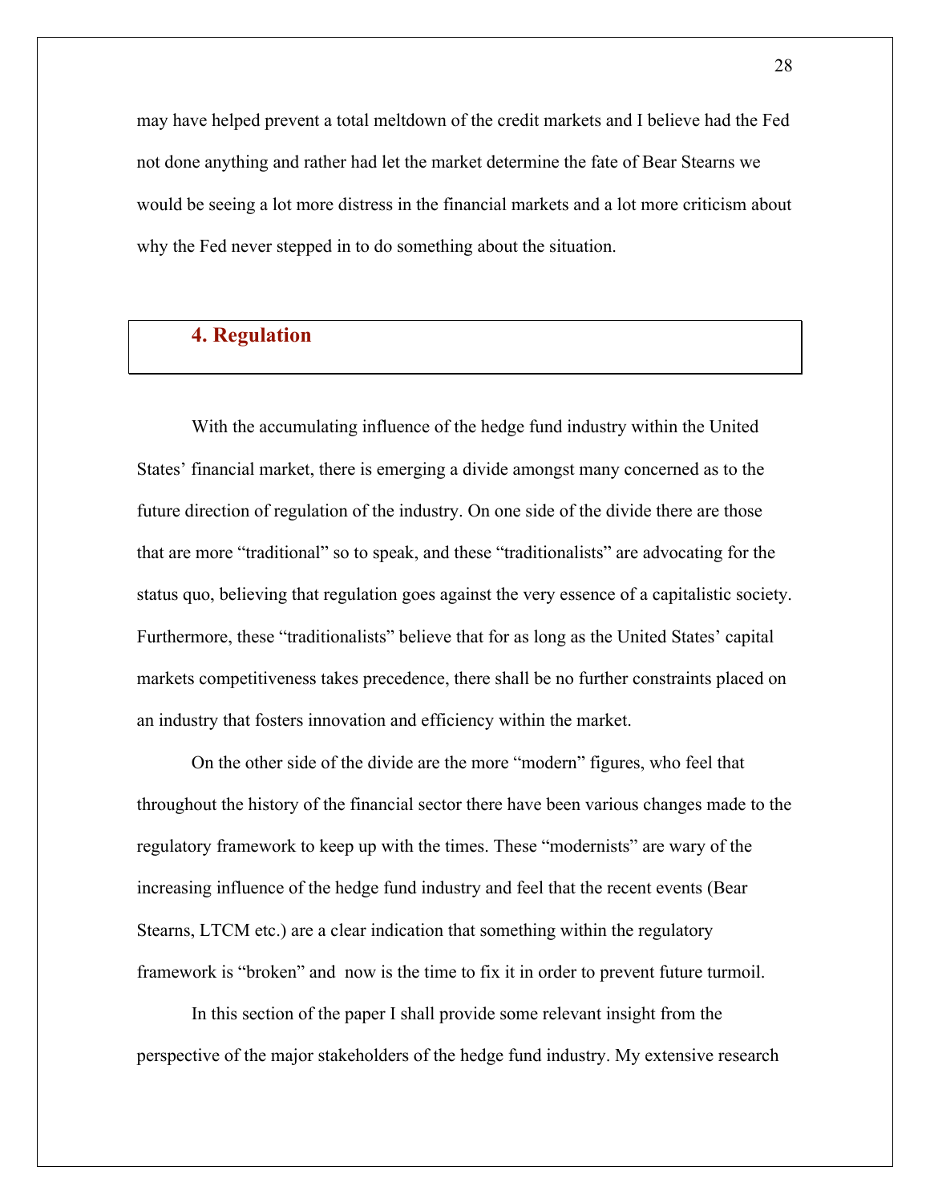may have helped prevent a total meltdown of the credit markets and I believe had the Fed not done anything and rather had let the market determine the fate of Bear Stearns we would be seeing a lot more distress in the financial markets and a lot more criticism about why the Fed never stepped in to do something about the situation.

## 4. Regulation

With the accumulating influence of the hedge fund industry within the United States' financial market, there is emerging a divide amongst many concerned as to the future direction of regulation of the industry. On one side of the divide there are those that are more "traditional" so to speak, and these "traditionalists" are advocating for the status quo, believing that regulation goes against the very essence of a capitalistic society. Furthermore, these "traditionalists" believe that for as long as the United States' capital markets competitiveness takes precedence, there shall be no further constraints placed on an industry that fosters innovation and efficiency within the market.

On the other side of the divide are the more "modern" figures, who feel that throughout the history of the financial sector there have been various changes made to the regulatory framework to keep up with the times. These "modernists" are wary of the increasing influence of the hedge fund industry and feel that the recent events (Bear Stearns, LTCM etc.) are a clear indication that something within the regulatory framework is "broken" and now is the time to fix it in order to prevent future turmoil.

In this section of the paper I shall provide some relevant insight from the perspective of the major stakeholders of the hedge fund industry. My extensive research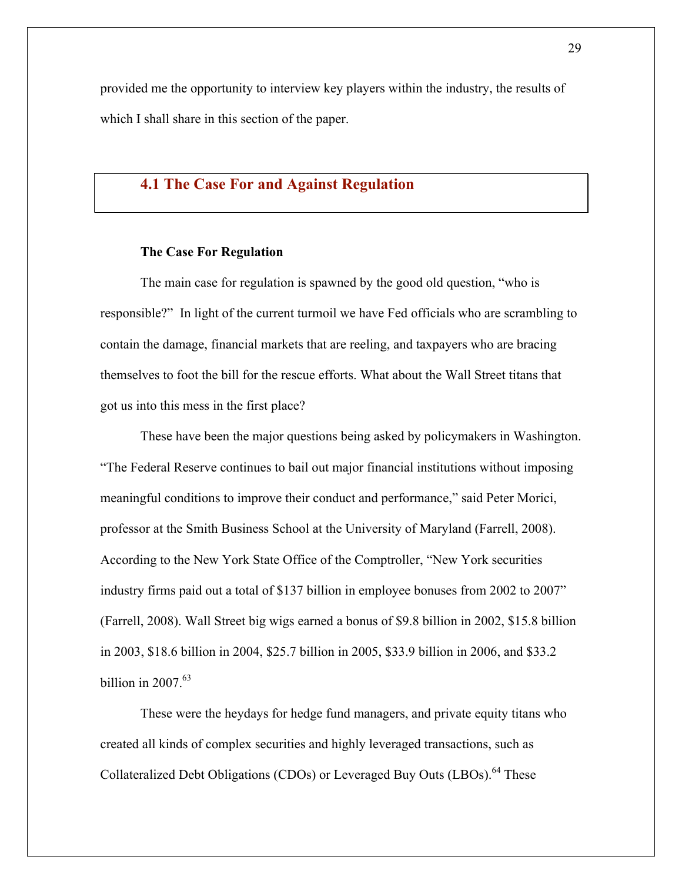provided me the opportunity to interview key players within the industry, the results of which I shall share in this section of the paper.

## 4.1 The Case For and Against Regulation

**The Case For Regulation**

The main case for regulation is spawned by the good old question, "who is responsible?" In light of the current turmoil we have Fed officials who are scrambling to contain the damage, financial markets that are reeling, and taxpayers who are bracing themselves to foot the bill for the rescue efforts. What about the Wall Street titans that got us into this mess in the first place?

These have been the major questions being asked by policymakers in Washington. "The Federal Reserve continues to bail out major financial institutions without imposing meaningful conditions to improve their conduct and performance," said Peter Morici, professor at the Smith Business School at the University of Maryland (Farrell, 2008). According to the New York State Office of the Comptroller, "New York securities industry firms paid out a total of $137 billion in employee bonuses from 2002 to 2007" (Farrell, 2008). Wall Street big wigs earned a bonus of $9.8 billion in 2002, $15.8 billion in 2003, $18.6 billion in 2004, $25.7 billion in 2005, $33.9 billion in 2006, and $33.2 billion in 2007.[63]

These were the heydays for hedge fund managers, and private equity titans who created all kinds of complex securities and highly leveraged transactions, such as Collateralized Debt Obligations (CDOs) or Leveraged Buy Outs (LBOs).[64] These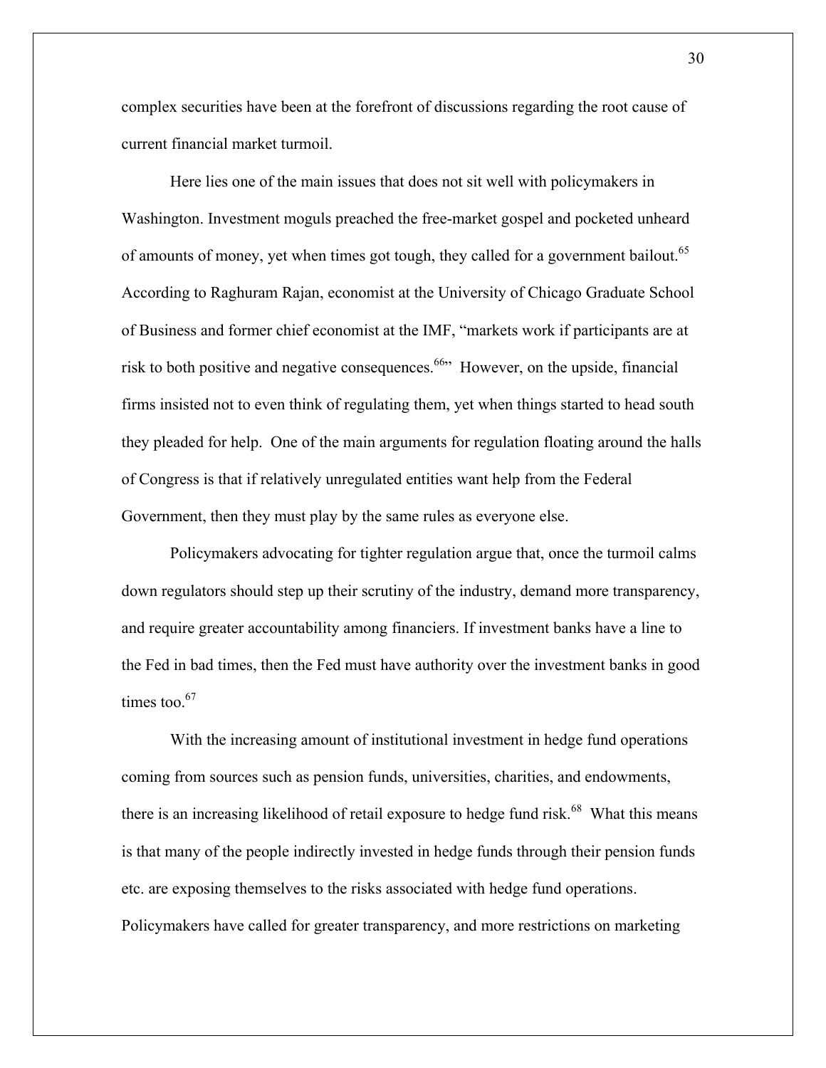complex securities have been at the forefront of discussions regarding the root cause of current financial market turmoil.

Here lies one of the main issues that does not sit well with policymakers in Washington. Investment moguls preached the free-market gospel and pocketed unheard of amounts of money, yet when times got tough, they called for a government bailout.[65] According to Raghuram Rajan, economist at the University of Chicago Graduate School of Business and former chief economist at the IMF, "markets work if participants are at risk to both positive and negative consequences.[66]" However, on the upside, financial firms insisted not to even think of regulating them, yet when things started to head south they pleaded for help. One of the main arguments for regulation floating around the halls of Congress is that if relatively unregulated entities want help from the Federal Government, then they must play by the same rules as everyone else.

Policymakers advocating for tighter regulation argue that, once the turmoil calms down regulators should step up their scrutiny of the industry, demand more transparency, and require greater accountability among financiers. If investment banks have a line to the Fed in bad times, then the Fed must have authority over the investment banks in good times too.[67]

With the increasing amount of institutional investment in hedge fund operations coming from sources such as pension funds, universities, charities, and endowments, there is an increasing likelihood of retail exposure to hedge fund risk.[68] What this means is that many of the people indirectly invested in hedge funds through their pension funds etc. are exposing themselves to the risks associated with hedge fund operations. Policymakers have called for greater transparency, and more restrictions on marketing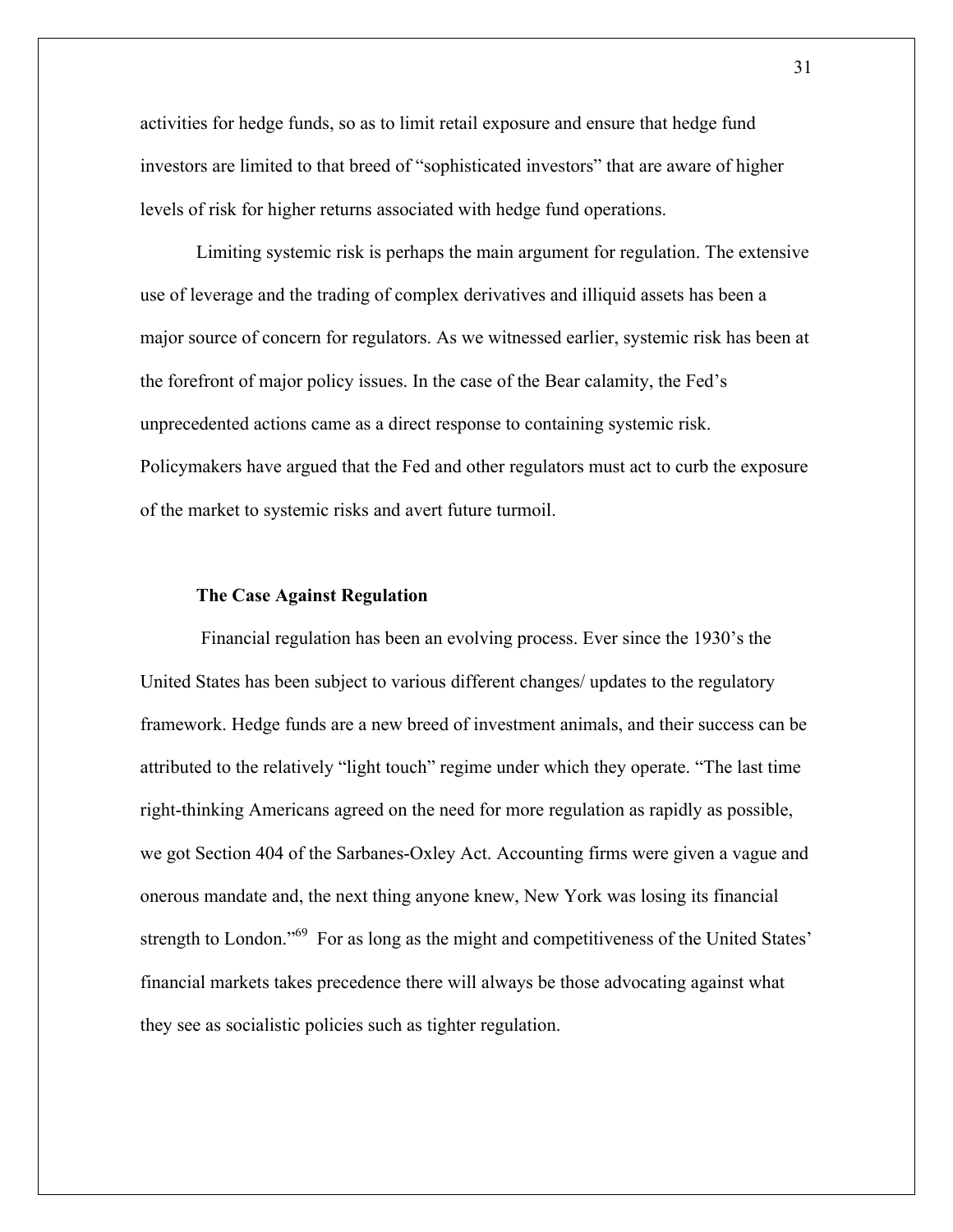activities for hedge funds, so as to limit retail exposure and ensure that hedge fund investors are limited to that breed of "sophisticated investors" that are aware of higher levels of risk for higher returns associated with hedge fund operations.

Limiting systemic risk is perhaps the main argument for regulation. The extensive use of leverage and the trading of complex derivatives and illiquid assets has been a major source of concern for regulators. As we witnessed earlier, systemic risk has been at the forefront of major policy issues. In the case of the Bear calamity, the Fed's unprecedented actions came as a direct response to containing systemic risk. Policymakers have argued that the Fed and other regulators must act to curb the exposure of the market to systemic risks and avert future turmoil.

**The Case Against Regulation**

Financial regulation has been an evolving process. Ever since the 1930's the United States has been subject to various different changes/ updates to the regulatory framework. Hedge funds are a new breed of investment animals, and their success can be attributed to the relatively "light touch" regime under which they operate. "The last time right-thinking Americans agreed on the need for more regulation as rapidly as possible, we got Section 404 of the Sarbanes-Oxley Act. Accounting firms were given a vague and onerous mandate and, the next thing anyone knew, New York was losing its financial strength to London."[69] For as long as the might and competitiveness of the United States' financial markets takes precedence there will always be those advocating against what they see as socialistic policies such as tighter regulation.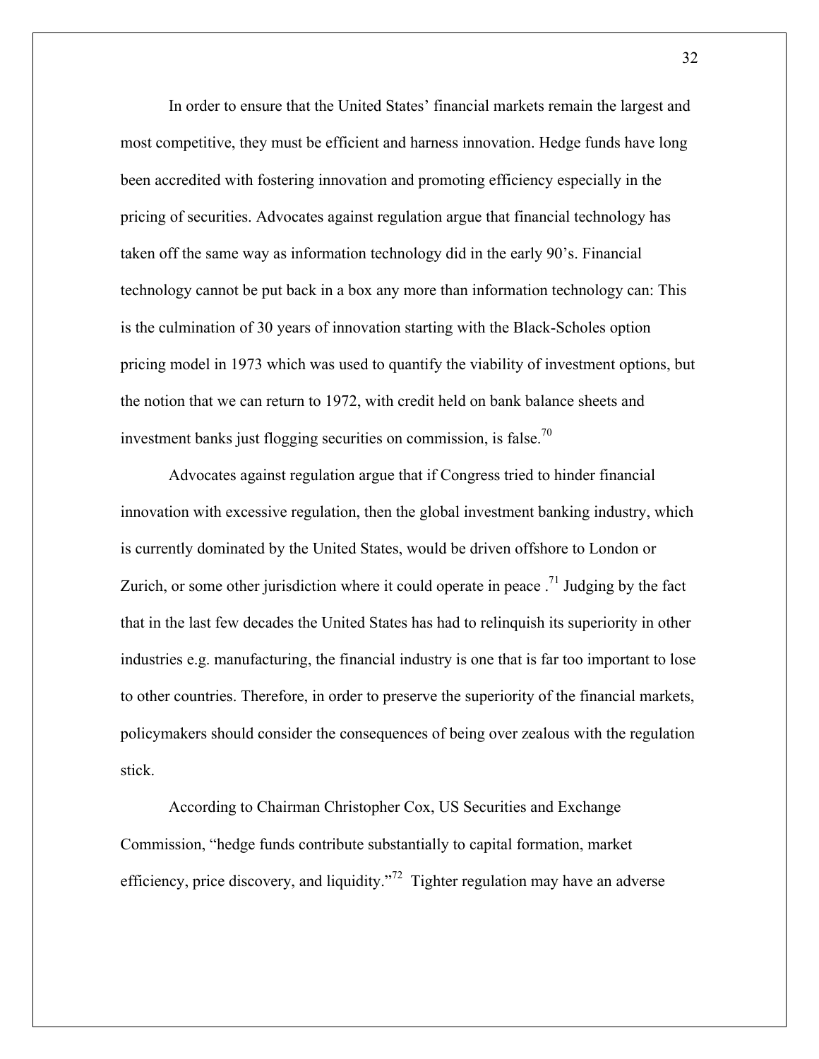In order to ensure that the United States' financial markets remain the largest and most competitive, they must be efficient and harness innovation. Hedge funds have long been accredited with fostering innovation and promoting efficiency especially in the pricing of securities. Advocates against regulation argue that financial technology has taken off the same way as information technology did in the early 90's. Financial technology cannot be put back in a box any more than information technology can: This is the culmination of 30 years of innovation starting with the Black-Scholes option pricing model in 1973 which was used to quantify the viability of investment options, but the notion that we can return to 1972, with credit held on bank balance sheets and investment banks just flogging securities on commission, is false.[70]

Advocates against regulation argue that if Congress tried to hinder financial innovation with excessive regulation, then the global investment banking industry, which is currently dominated by the United States, would be driven offshore to London or Zurich, or some other jurisdiction where it could operate in peace .[71] Judging by the fact that in the last few decades the United States has had to relinquish its superiority in other industries e.g. manufacturing, the financial industry is one that is far too important to lose to other countries. Therefore, in order to preserve the superiority of the financial markets, policymakers should consider the consequences of being over zealous with the regulation stick.

According to Chairman Christopher Cox, US Securities and Exchange Commission, "hedge funds contribute substantially to capital formation, market efficiency, price discovery, and liquidity."[72] Tighter regulation may have an adverse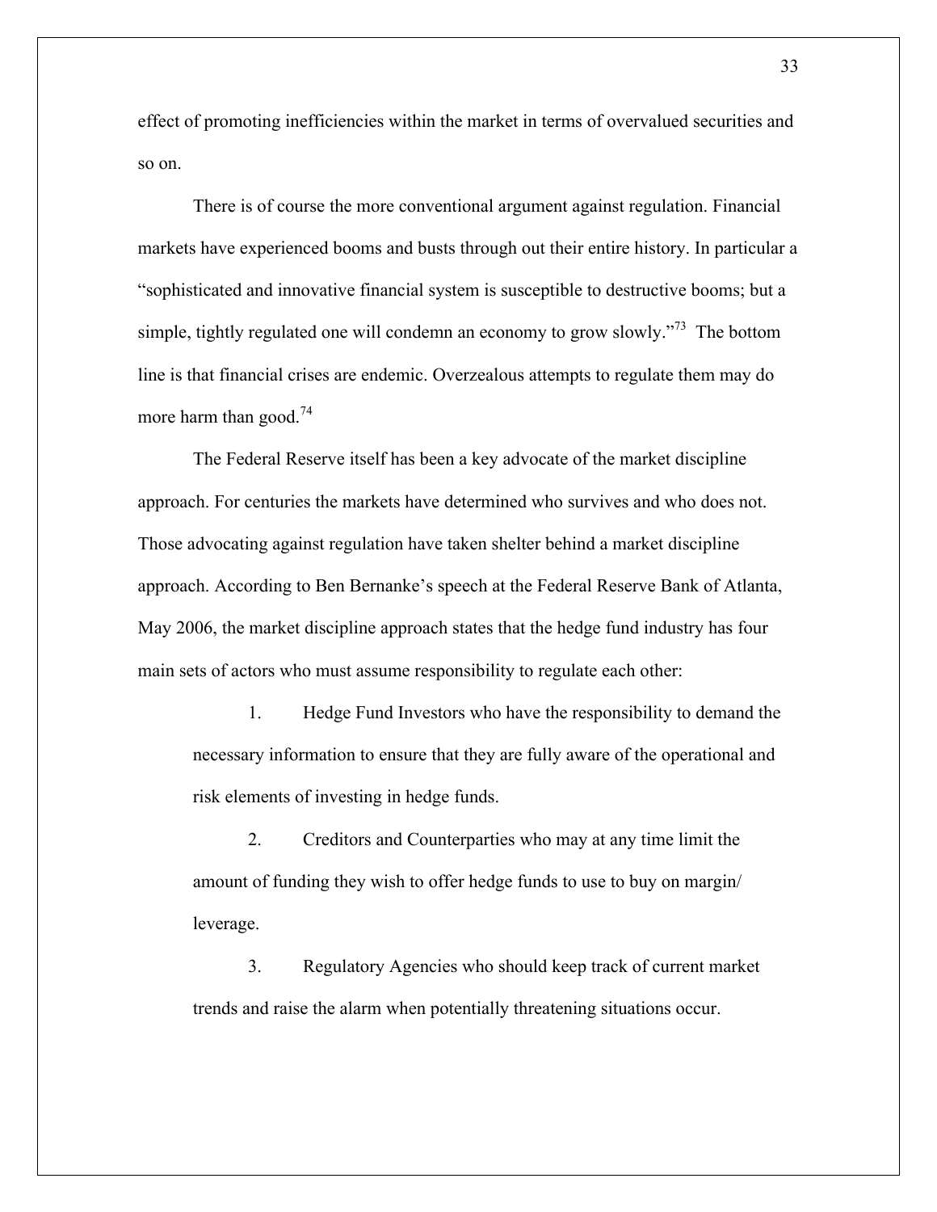effect of promoting inefficiencies within the market in terms of overvalued securities and so on.

There is of course the more conventional argument against regulation. Financial markets have experienced booms and busts through out their entire history. In particular a "sophisticated and innovative financial system is susceptible to destructive booms; but a simple, tightly regulated one will condemn an economy to grow slowly."[73] The bottom line is that financial crises are endemic. Overzealous attempts to regulate them may do more harm than good.[74]

The Federal Reserve itself has been a key advocate of the market discipline approach. For centuries the markets have determined who survives and who does not. Those advocating against regulation have taken shelter behind a market discipline approach. According to Ben Bernanke's speech at the Federal Reserve Bank of Atlanta, May 2006, the market discipline approach states that the hedge fund industry has four main sets of actors who must assume responsibility to regulate each other:

1. Hedge Fund Investors who have the responsibility to demand the necessary information to ensure that they are fully aware of the operational and risk elements of investing in hedge funds.

2. Creditors and Counterparties who may at any time limit the amount of funding they wish to offer hedge funds to use to buy on margin/ leverage.

3. Regulatory Agencies who should keep track of current market trends and raise the alarm when potentially threatening situations occur.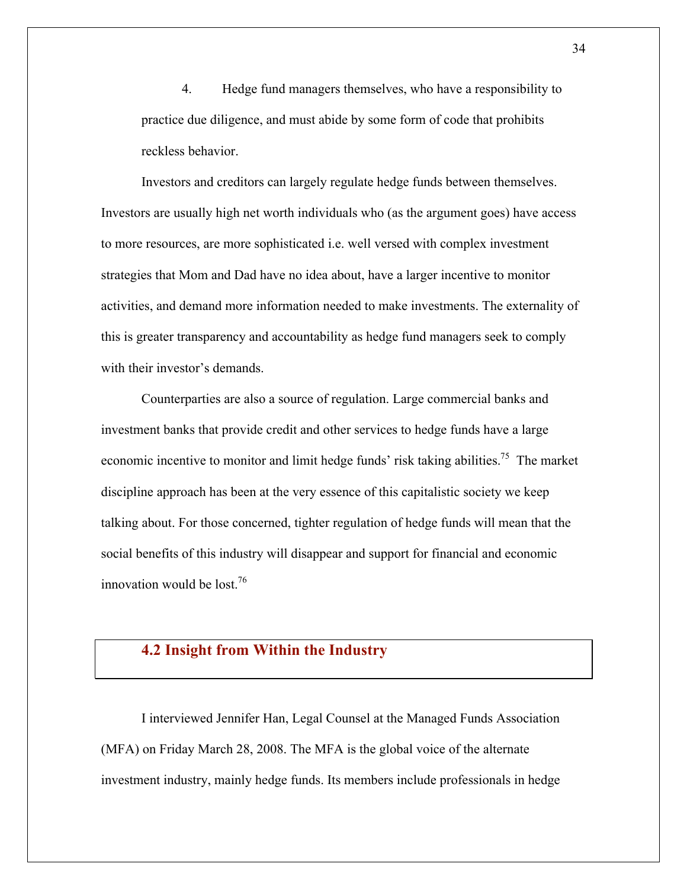4. Hedge fund managers themselves, who have a responsibility to practice due diligence, and must abide by some form of code that prohibits reckless behavior.

Investors and creditors can largely regulate hedge funds between themselves. Investors are usually high net worth individuals who (as the argument goes) have access to more resources, are more sophisticated i.e. well versed with complex investment strategies that Mom and Dad have no idea about, have a larger incentive to monitor activities, and demand more information needed to make investments. The externality of this is greater transparency and accountability as hedge fund managers seek to comply with their investor's demands.

Counterparties are also a source of regulation. Large commercial banks and investment banks that provide credit and other services to hedge funds have a large economic incentive to monitor and limit hedge funds' risk taking abilities.[75] The market discipline approach has been at the very essence of this capitalistic society we keep talking about. For those concerned, tighter regulation of hedge funds will mean that the social benefits of this industry will disappear and support for financial and economic innovation would be lost.[76]

## 4.2 Insight from Within the Industry

I interviewed Jennifer Han, Legal Counsel at the Managed Funds Association (MFA) on Friday March 28, 2008. The MFA is the global voice of the alternate investment industry, mainly hedge funds. Its members include professionals in hedge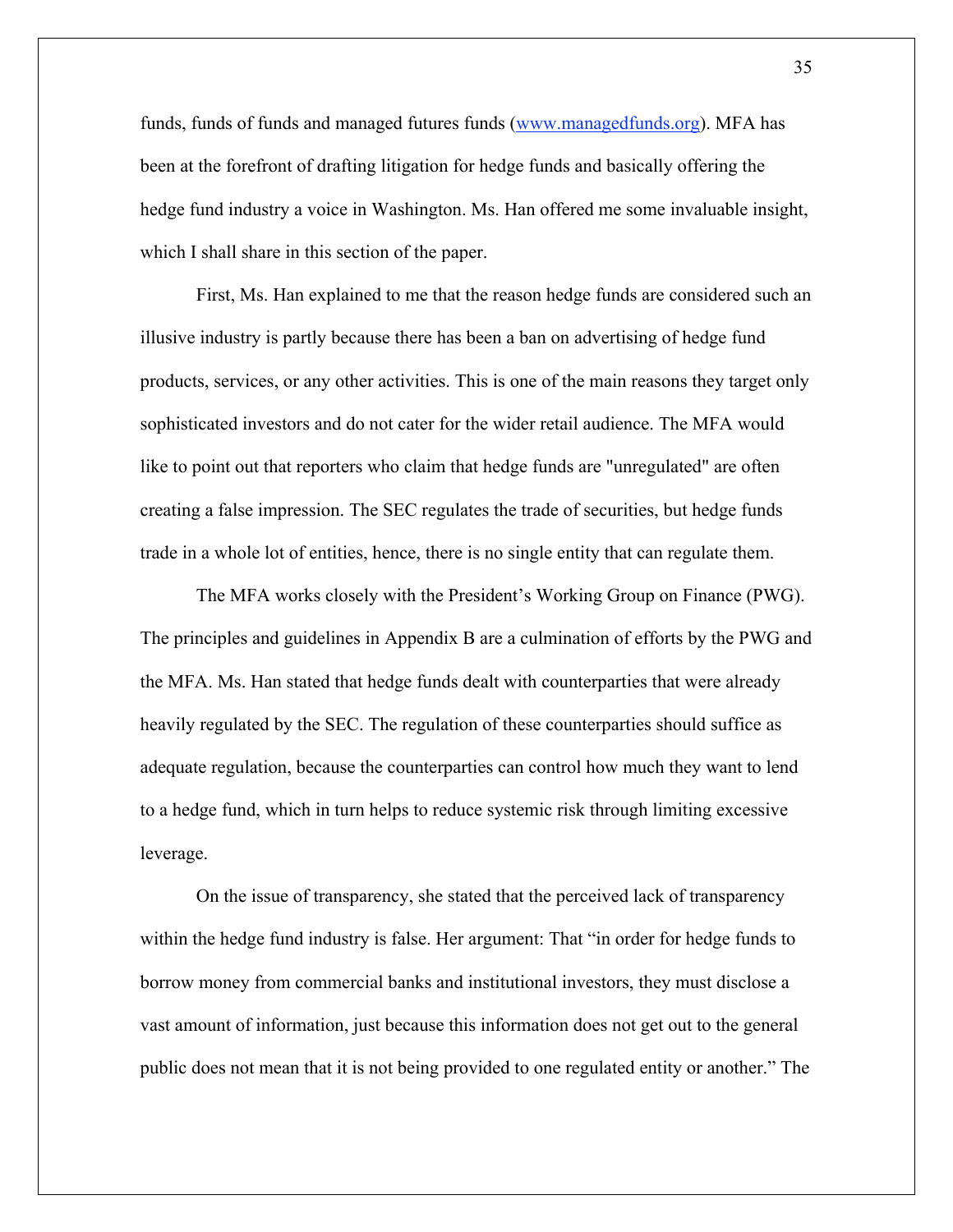funds, funds of funds and managed futures funds (www.managedfunds.org). MFA has been at the forefront of drafting litigation for hedge funds and basically offering the hedge fund industry a voice in Washington. Ms. Han offered me some invaluable insight, which I shall share in this section of the paper.

First, Ms. Han explained to me that the reason hedge funds are considered such an illusive industry is partly because there has been a ban on advertising of hedge fund products, services, or any other activities. This is one of the main reasons they target only sophisticated investors and do not cater for the wider retail audience. The MFA would like to point out that reporters who claim that hedge funds are "unregulated" are often creating a false impression. The SEC regulates the trade of securities, but hedge funds trade in a whole lot of entities, hence, there is no single entity that can regulate them.

The MFA works closely with the President's Working Group on Finance (PWG). The principles and guidelines in Appendix B are a culmination of efforts by the PWG and the MFA. Ms. Han stated that hedge funds dealt with counterparties that were already heavily regulated by the SEC. The regulation of these counterparties should suffice as adequate regulation, because the counterparties can control how much they want to lend to a hedge fund, which in turn helps to reduce systemic risk through limiting excessive leverage.

On the issue of transparency, she stated that the perceived lack of transparency within the hedge fund industry is false. Her argument: That "in order for hedge funds to borrow money from commercial banks and institutional investors, they must disclose a vast amount of information, just because this information does not get out to the general public does not mean that it is not being provided to one regulated entity or another." The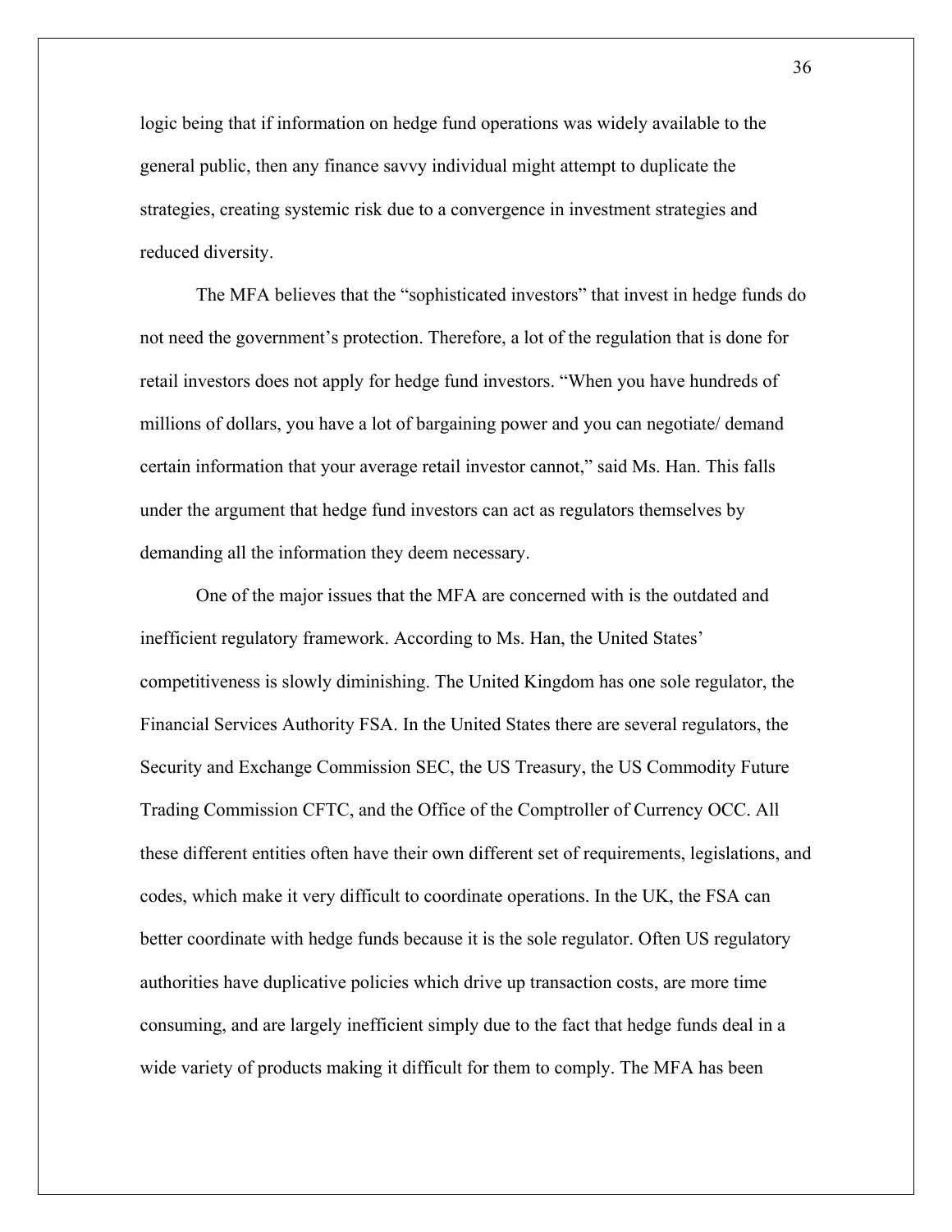logic being that if information on hedge fund operations was widely available to the general public, then any finance savvy individual might attempt to duplicate the strategies, creating systemic risk due to a convergence in investment strategies and reduced diversity.

The MFA believes that the “sophisticated investors” that invest in hedge funds do not need the government’s protection. Therefore, a lot of the regulation that is done for retail investors does not apply for hedge fund investors. “When you have hundreds of millions of dollars, you have a lot of bargaining power and you can negotiate/ demand certain information that your average retail investor cannot,” said Ms. Han. This falls under the argument that hedge fund investors can act as regulators themselves by demanding all the information they deem necessary.

One of the major issues that the MFA are concerned with is the outdated and inefficient regulatory framework. According to Ms. Han, the United States’ competitiveness is slowly diminishing. The United Kingdom has one sole regulator, the Financial Services Authority FSA. In the United States there are several regulators, the Security and Exchange Commission SEC, the US Treasury, the US Commodity Future Trading Commission CFTC, and the Office of the Comptroller of Currency OCC. All these different entities often have their own different set of requirements, legislations, and codes, which make it very difficult to coordinate operations. In the UK, the FSA can better coordinate with hedge funds because it is the sole regulator. Often US regulatory authorities have duplicative policies which drive up transaction costs, are more time consuming, and are largely inefficient simply due to the fact that hedge funds deal in a wide variety of products making it difficult for them to comply. The MFA has been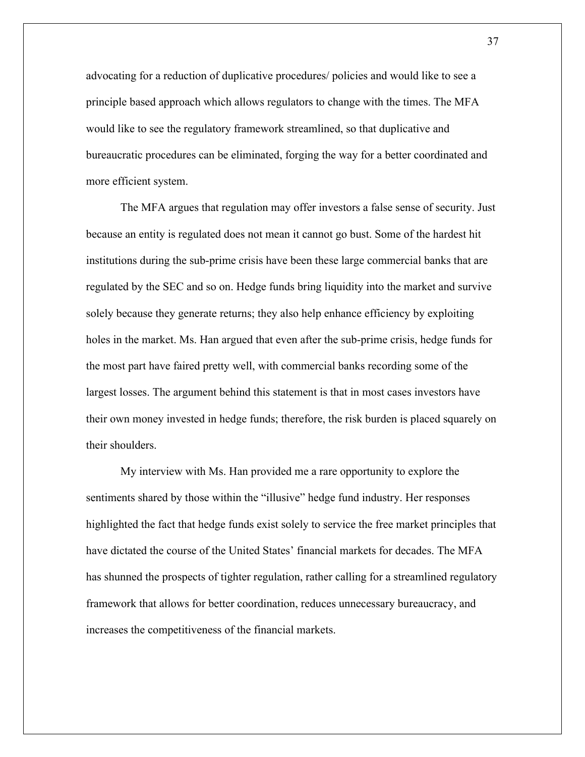advocating for a reduction of duplicative procedures/ policies and would like to see a principle based approach which allows regulators to change with the times. The MFA would like to see the regulatory framework streamlined, so that duplicative and bureaucratic procedures can be eliminated, forging the way for a better coordinated and more efficient system.

The MFA argues that regulation may offer investors a false sense of security. Just because an entity is regulated does not mean it cannot go bust. Some of the hardest hit institutions during the sub-prime crisis have been these large commercial banks that are regulated by the SEC and so on. Hedge funds bring liquidity into the market and survive solely because they generate returns; they also help enhance efficiency by exploiting holes in the market. Ms. Han argued that even after the sub-prime crisis, hedge funds for the most part have faired pretty well, with commercial banks recording some of the largest losses. The argument behind this statement is that in most cases investors have their own money invested in hedge funds; therefore, the risk burden is placed squarely on their shoulders.

My interview with Ms. Han provided me a rare opportunity to explore the sentiments shared by those within the "illusive" hedge fund industry. Her responses highlighted the fact that hedge funds exist solely to service the free market principles that have dictated the course of the United States' financial markets for decades. The MFA has shunned the prospects of tighter regulation, rather calling for a streamlined regulatory framework that allows for better coordination, reduces unnecessary bureaucracy, and increases the competitiveness of the financial markets.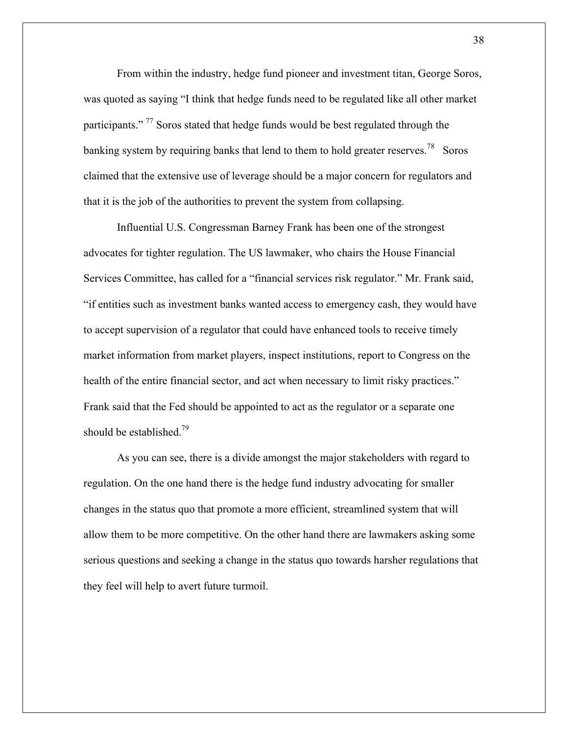From within the industry, hedge fund pioneer and investment titan, George Soros, was quoted as saying "I think that hedge funds need to be regulated like all other market participants." [77] Soros stated that hedge funds would be best regulated through the banking system by requiring banks that lend to them to hold greater reserves.[78] Soros claimed that the extensive use of leverage should be a major concern for regulators and that it is the job of the authorities to prevent the system from collapsing.

Influential U.S. Congressman Barney Frank has been one of the strongest advocates for tighter regulation. The US lawmaker, who chairs the House Financial Services Committee, has called for a "financial services risk regulator." Mr. Frank said, "if entities such as investment banks wanted access to emergency cash, they would have to accept supervision of a regulator that could have enhanced tools to receive timely market information from market players, inspect institutions, report to Congress on the health of the entire financial sector, and act when necessary to limit risky practices." Frank said that the Fed should be appointed to act as the regulator or a separate one should be established.[79]

As you can see, there is a divide amongst the major stakeholders with regard to regulation. On the one hand there is the hedge fund industry advocating for smaller changes in the status quo that promote a more efficient, streamlined system that will allow them to be more competitive. On the other hand there are lawmakers asking some serious questions and seeking a change in the status quo towards harsher regulations that they feel will help to avert future turmoil.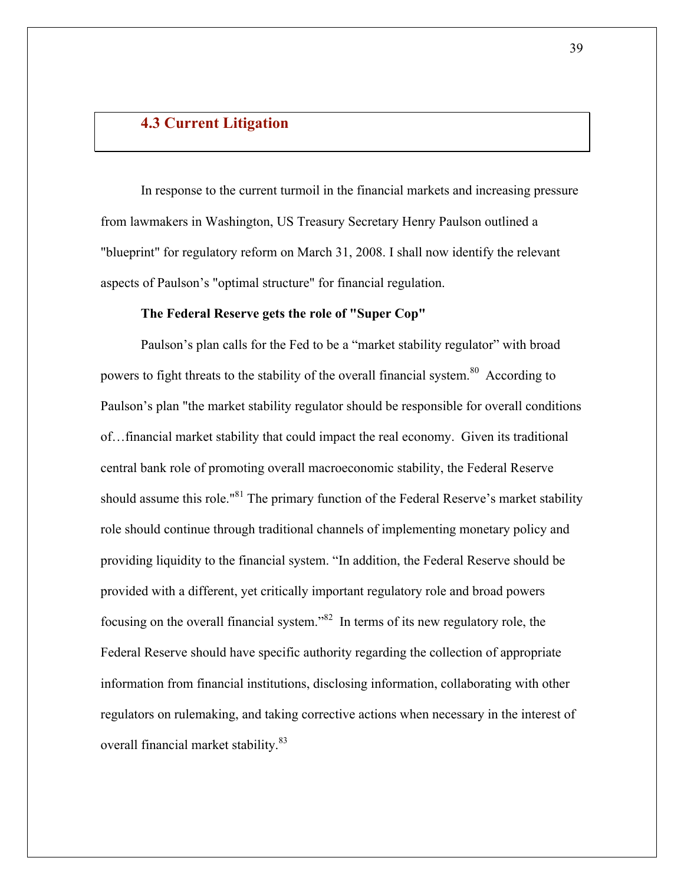## 4.3 Current Litigation

In response to the current turmoil in the financial markets and increasing pressure from lawmakers in Washington, US Treasury Secretary Henry Paulson outlined a "blueprint" for regulatory reform on March 31, 2008. I shall now identify the relevant aspects of Paulson's "optimal structure" for financial regulation.

**The Federal Reserve gets the role of "Super Cop"**

Paulson's plan calls for the Fed to be a "market stability regulator" with broad powers to fight threats to the stability of the overall financial system.[80] According to Paulson's plan "the market stability regulator should be responsible for overall conditions of…financial market stability that could impact the real economy. Given its traditional central bank role of promoting overall macroeconomic stability, the Federal Reserve should assume this role."[81] The primary function of the Federal Reserve's market stability role should continue through traditional channels of implementing monetary policy and providing liquidity to the financial system. "In addition, the Federal Reserve should be provided with a different, yet critically important regulatory role and broad powers focusing on the overall financial system."[82] In terms of its new regulatory role, the Federal Reserve should have specific authority regarding the collection of appropriate information from financial institutions, disclosing information, collaborating with other regulators on rulemaking, and taking corrective actions when necessary in the interest of overall financial market stability.[83]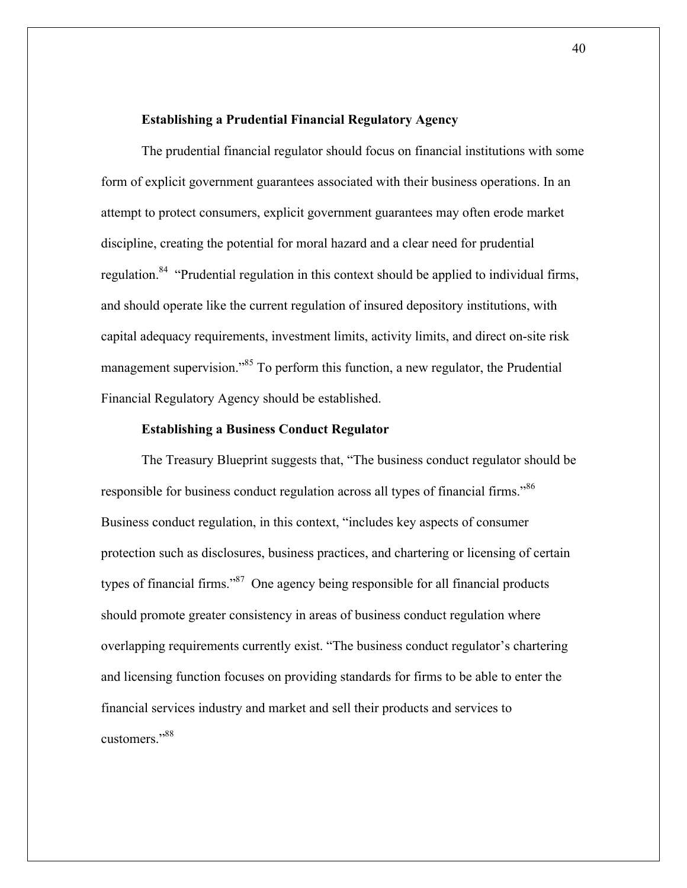### Establishing a Prudential Financial Regulatory Agency

The prudential financial regulator should focus on financial institutions with some form of explicit government guarantees associated with their business operations. In an attempt to protect consumers, explicit government guarantees may often erode market discipline, creating the potential for moral hazard and a clear need for prudential regulation.[84] "Prudential regulation in this context should be applied to individual firms, and should operate like the current regulation of insured depository institutions, with capital adequacy requirements, investment limits, activity limits, and direct on-site risk management supervision."[85] To perform this function, a new regulator, the Prudential Financial Regulatory Agency should be established.

### Establishing a Business Conduct Regulator

The Treasury Blueprint suggests that, "The business conduct regulator should be responsible for business conduct regulation across all types of financial firms."[86] Business conduct regulation, in this context, "includes key aspects of consumer protection such as disclosures, business practices, and chartering or licensing of certain types of financial firms."[87] One agency being responsible for all financial products should promote greater consistency in areas of business conduct regulation where overlapping requirements currently exist. "The business conduct regulator's chartering and licensing function focuses on providing standards for firms to be able to enter the financial services industry and market and sell their products and services to customers."[88]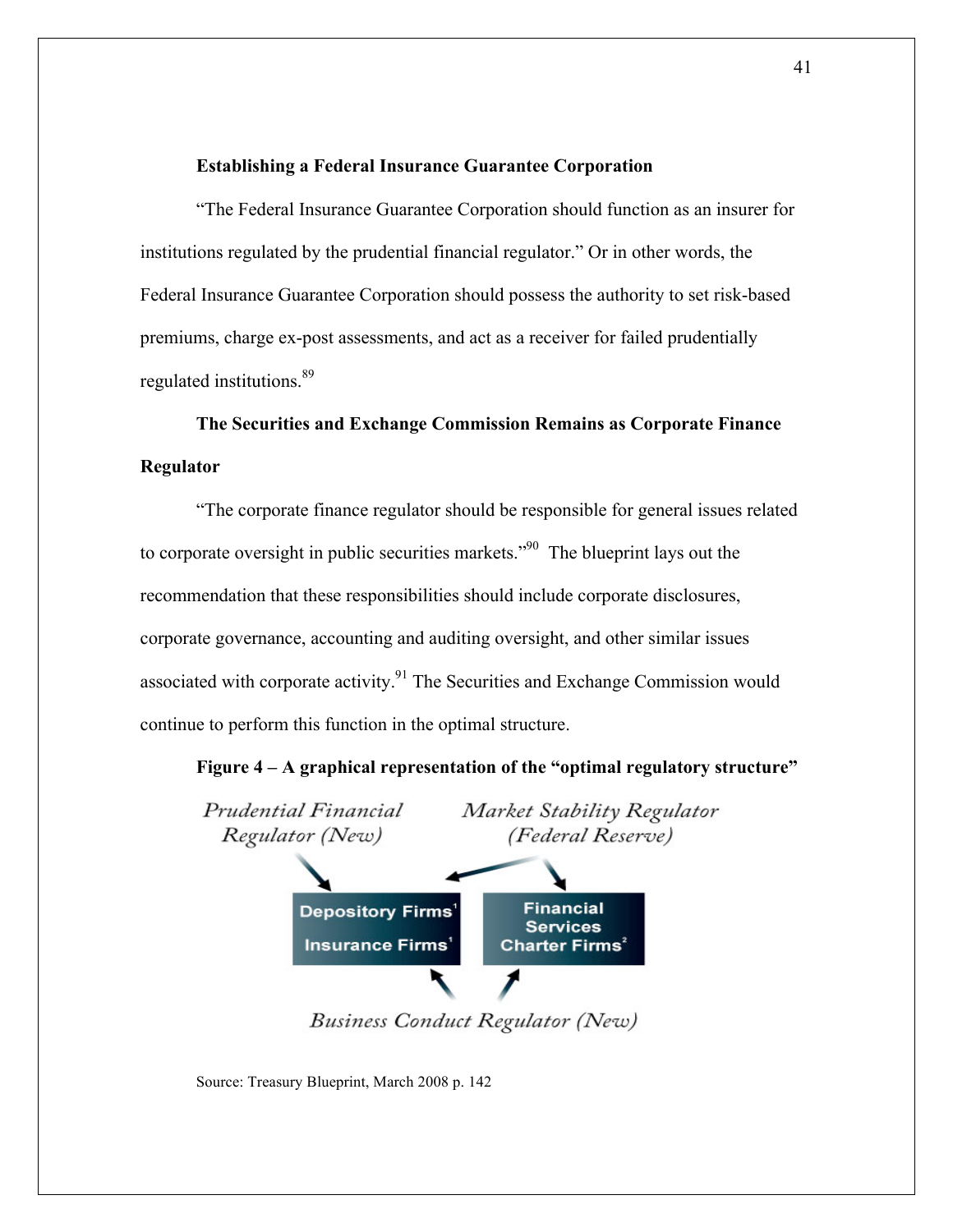**Establishing a Federal Insurance Guarantee Corporation**

"The Federal Insurance Guarantee Corporation should function as an insurer for institutions regulated by the prudential financial regulator." Or in other words, the Federal Insurance Guarantee Corporation should possess the authority to set risk-based premiums, charge ex-post assessments, and act as a receiver for failed prudentially regulated institutions.[89]

**The Securities and Exchange Commission Remains as Corporate Finance Regulator**

"The corporate finance regulator should be responsible for general issues related to corporate oversight in public securities markets."[90] The blueprint lays out the recommendation that these responsibilities should include corporate disclosures, corporate governance, accounting and auditing oversight, and other similar issues associated with corporate activity.[91] The Securities and Exchange Commission would continue to perform this function in the optimal structure.

**Figure 4 – A graphical representation of the "optimal regulatory structure"**

*Prudential Financial Regulator (New)* *Market Stability Regulator (Federal Reserve)*

Depository Firms[1]
Insurance Firms[1]

Financial Services Charter Firms[2]

*Business Conduct Regulator (New)*

Source: Treasury Blueprint, March 2008 p. 142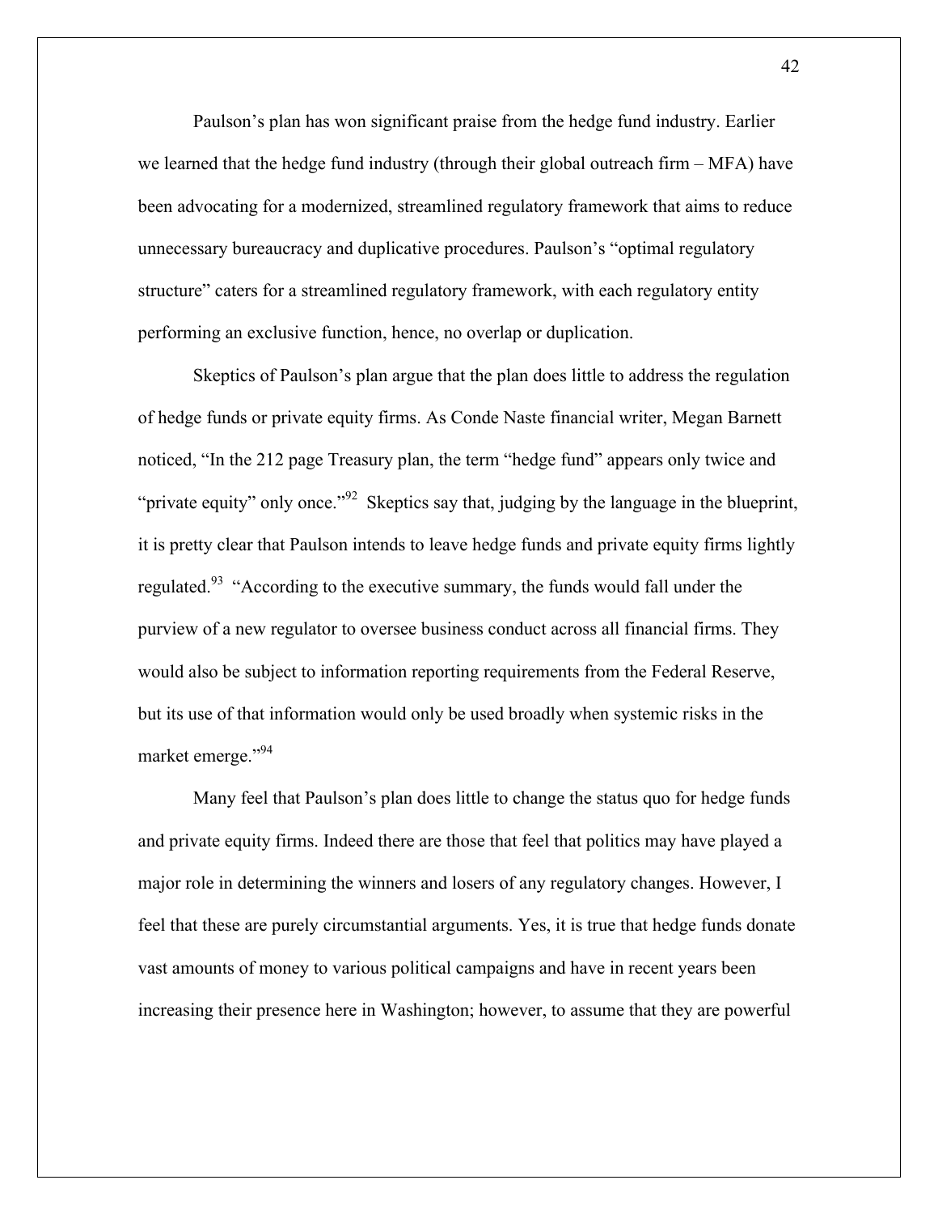Paulson's plan has won significant praise from the hedge fund industry. Earlier we learned that the hedge fund industry (through their global outreach firm – MFA) have been advocating for a modernized, streamlined regulatory framework that aims to reduce unnecessary bureaucracy and duplicative procedures. Paulson's "optimal regulatory structure" caters for a streamlined regulatory framework, with each regulatory entity performing an exclusive function, hence, no overlap or duplication.

Skeptics of Paulson's plan argue that the plan does little to address the regulation of hedge funds or private equity firms. As Conde Naste financial writer, Megan Barnett noticed, "In the 212 page Treasury plan, the term "hedge fund" appears only twice and "private equity" only once."[92] Skeptics say that, judging by the language in the blueprint, it is pretty clear that Paulson intends to leave hedge funds and private equity firms lightly regulated.[93] "According to the executive summary, the funds would fall under the purview of a new regulator to oversee business conduct across all financial firms. They would also be subject to information reporting requirements from the Federal Reserve, but its use of that information would only be used broadly when systemic risks in the market emerge."[94]

Many feel that Paulson's plan does little to change the status quo for hedge funds and private equity firms. Indeed there are those that feel that politics may have played a major role in determining the winners and losers of any regulatory changes. However, I feel that these are purely circumstantial arguments. Yes, it is true that hedge funds donate vast amounts of money to various political campaigns and have in recent years been increasing their presence here in Washington; however, to assume that they are powerful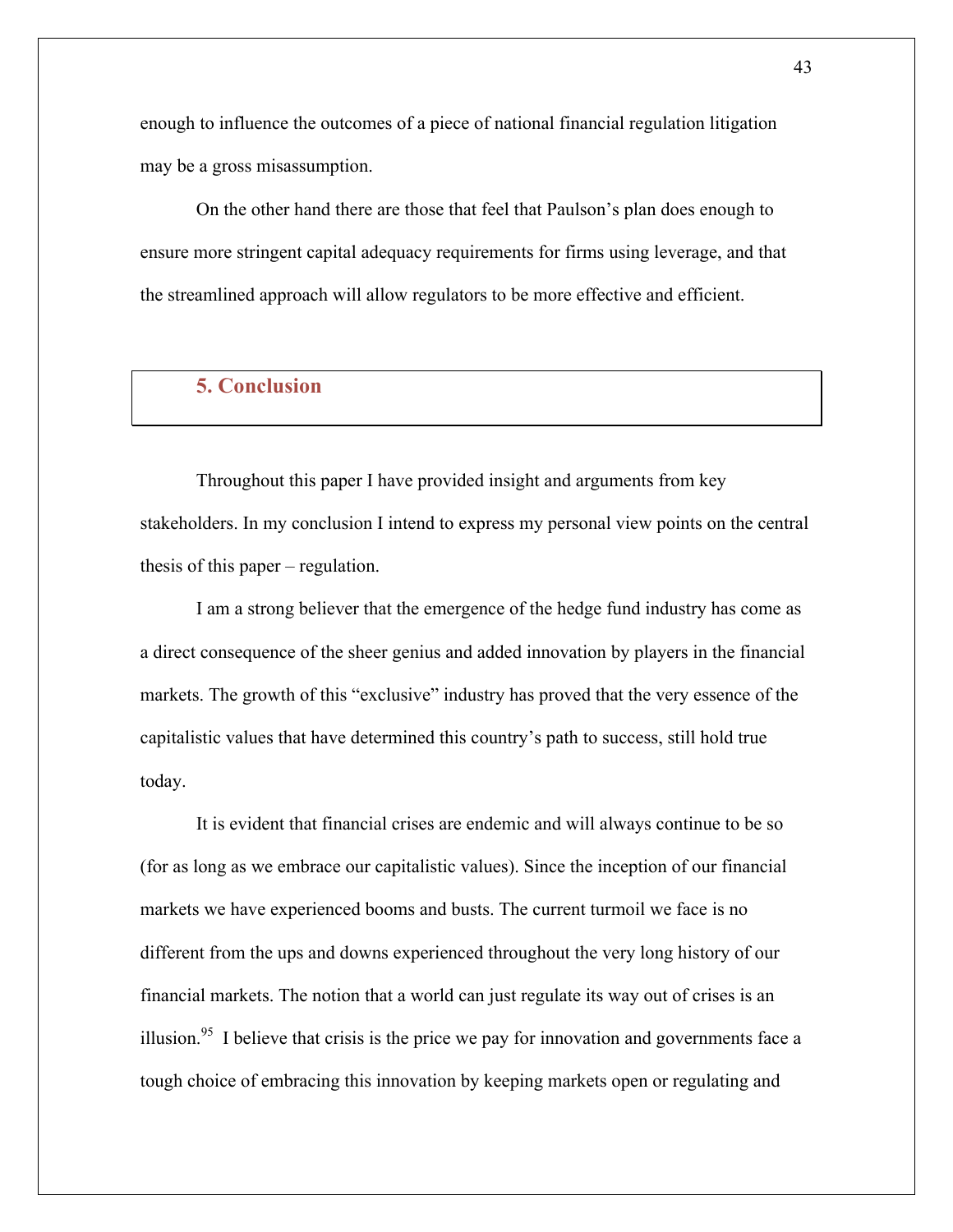enough to influence the outcomes of a piece of national financial regulation litigation may be a gross misassumption.

On the other hand there are those that feel that Paulson's plan does enough to ensure more stringent capital adequacy requirements for firms using leverage, and that the streamlined approach will allow regulators to be more effective and efficient.

## 5. Conclusion

Throughout this paper I have provided insight and arguments from key stakeholders. In my conclusion I intend to express my personal view points on the central thesis of this paper – regulation.

I am a strong believer that the emergence of the hedge fund industry has come as a direct consequence of the sheer genius and added innovation by players in the financial markets. The growth of this "exclusive" industry has proved that the very essence of the capitalistic values that have determined this country's path to success, still hold true today.

It is evident that financial crises are endemic and will always continue to be so (for as long as we embrace our capitalistic values). Since the inception of our financial markets we have experienced booms and busts. The current turmoil we face is no different from the ups and downs experienced throughout the very long history of our financial markets. The notion that a world can just regulate its way out of crises is an illusion.[95] I believe that crisis is the price we pay for innovation and governments face a tough choice of embracing this innovation by keeping markets open or regulating and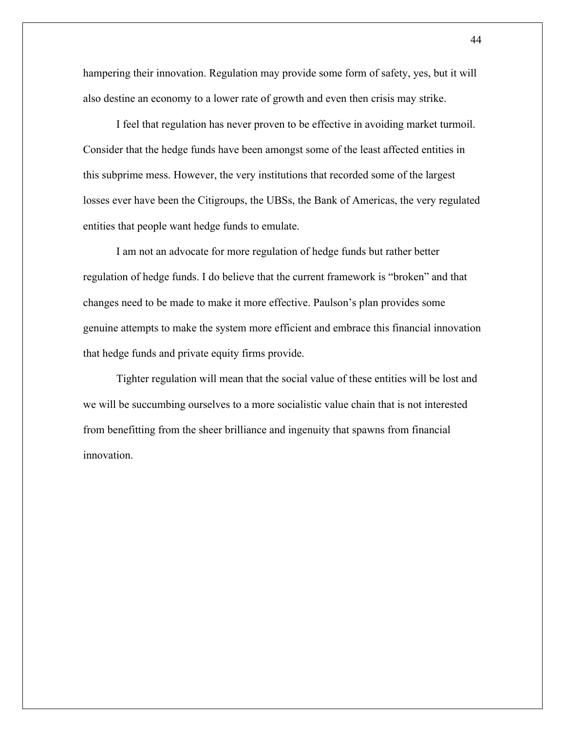hampering their innovation. Regulation may provide some form of safety, yes, but it will also destine an economy to a lower rate of growth and even then crisis may strike.

I feel that regulation has never proven to be effective in avoiding market turmoil. Consider that the hedge funds have been amongst some of the least affected entities in this subprime mess. However, the very institutions that recorded some of the largest losses ever have been the Citigroups, the UBSs, the Bank of Americas, the very regulated entities that people want hedge funds to emulate.

I am not an advocate for more regulation of hedge funds but rather better regulation of hedge funds. I do believe that the current framework is "broken" and that changes need to be made to make it more effective. Paulson's plan provides some genuine attempts to make the system more efficient and embrace this financial innovation that hedge funds and private equity firms provide.

Tighter regulation will mean that the social value of these entities will be lost and we will be succumbing ourselves to a more socialistic value chain that is not interested from benefitting from the sheer brilliance and ingenuity that spawns from financial innovation.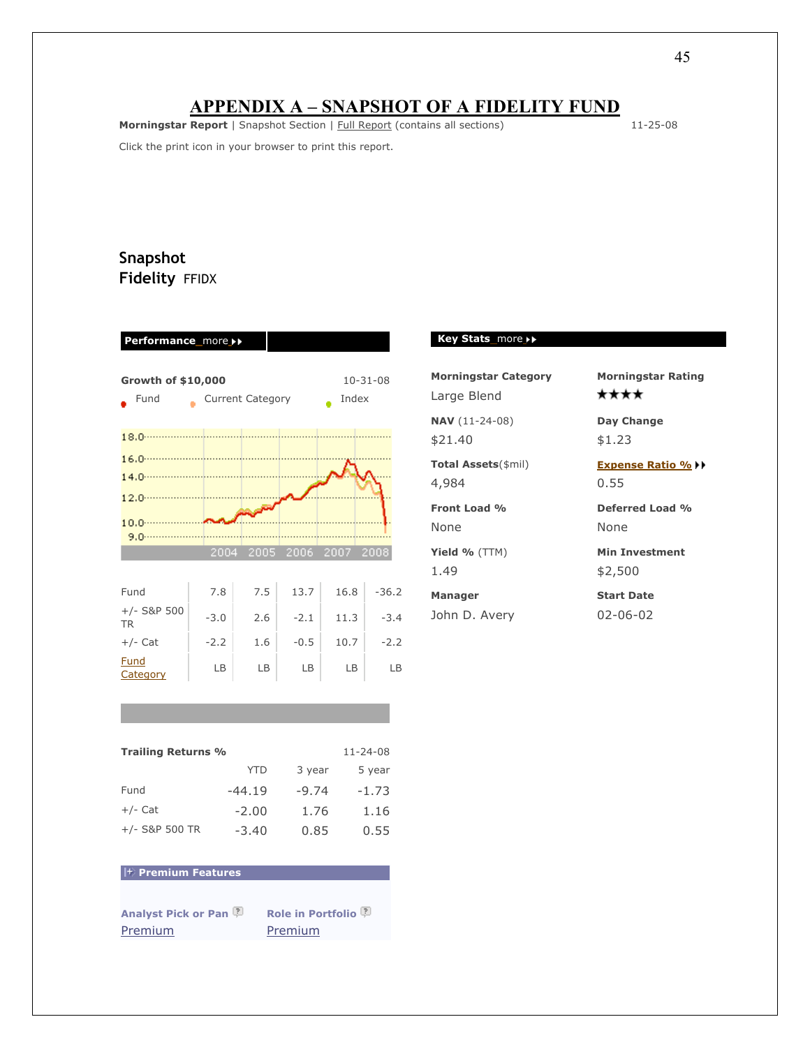# APPENDIX A – SNAPSHOT OF A FIDELITY FUND

**Morningstar Report** | Snapshot Section | Full Report (contains all sections) 11-25-08

Click the print icon in your browser to print this report.

## Snapshot

**Fidelity** FFIDX

### Performance more

**Growth of $10,000** 10-31-08

Fund · Current Category · Index

| | 2004 | 2005 | 2006 | 2007 | 2008 |
|---|---|---|---|---|---|
| Fund | 7.8 | 7.5 | 13.7 | 16.8 | -36.2 |
| +/- S&P 500 TR | -3.0 | 2.6 | -2.1 | 11.3 | -3.4 |
| +/- Cat | -2.2 | 1.6 | -0.5 | 10.7 | -2.2 |
| Fund Category | LB | LB | LB | LB | LB |

**Trailing Returns %** 11-24-08

| | YTD | 3 year | 5 year |
|---|---|---|---|
| Fund | -44.19 | -9.74 | -1.73 |
| +/- Cat | -2.00 | 1.76 | 1.16 |
| +/- S&P 500 TR | -3.40 | 0.85 | 0.55 |

**Premium Features**

| Analyst Pick or Pan | Role in Portfolio |
|---|---|
| Premium | Premium |

### Key Stats more

| | |
|---|---|
| **Morningstar Category** | **Morningstar Rating** |
| Large Blend | ★★★★ |
| **NAV** (11-24-08) | **Day Change** |
| $21.40 | $1.23 |
| **Total Assets**($mil) | **Expense Ratio %** |
| 4,984 | 0.55 |
| **Front Load %** | **Deferred Load %** |
| None | None |
| **Yield %** (TTM) | **Min Investment** |
| 1.49 | $2,500 |
| **Manager** | **Start Date** |
| John D. Avery | 02-06-02 |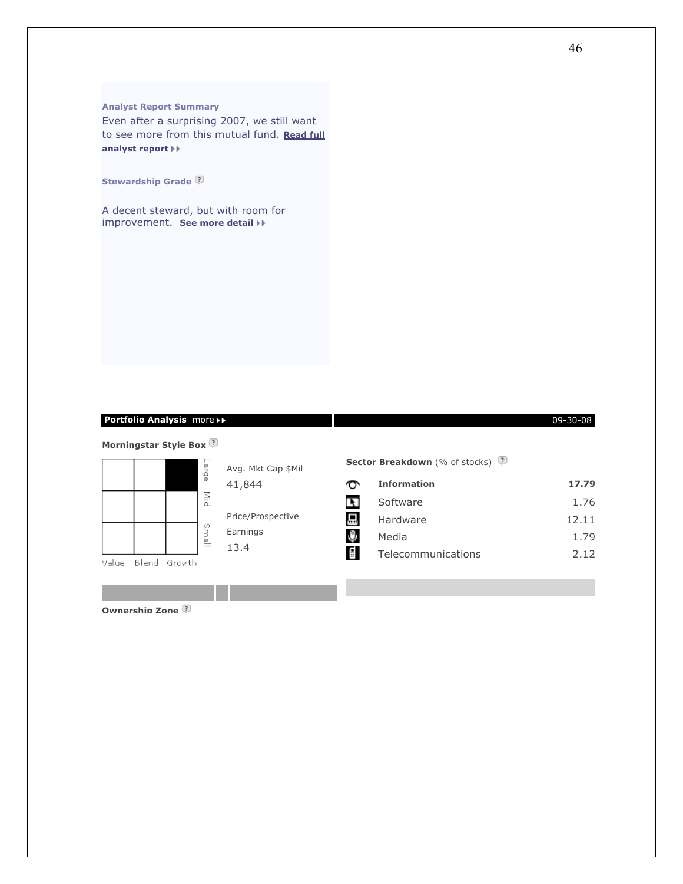**Analyst Report Summary**

Even after a surprising 2007, we still want to see more from this mutual fund. **Read full analyst report**

**Stewardship Grade**

A decent steward, but with room for improvement. **See more detail**

**Portfolio Analysis** more 09-30-08

**Morningstar Style Box**

| | Value | Blend | Growth |
|---|---|---|---|
| Large | | | ■ |
| Mid | | | |
| Small | | | |

Avg. Mkt Cap $Mil
41,844

Price/Prospective Earnings
13.4

**Sector Breakdown** (% of stocks)

| | |
|---|---|
| **Information** | **17.79** |
| Software | 1.76 |
| Hardware | 12.11 |
| Media | 1.79 |
| Telecommunications | 2.12 |

**Ownership Zone**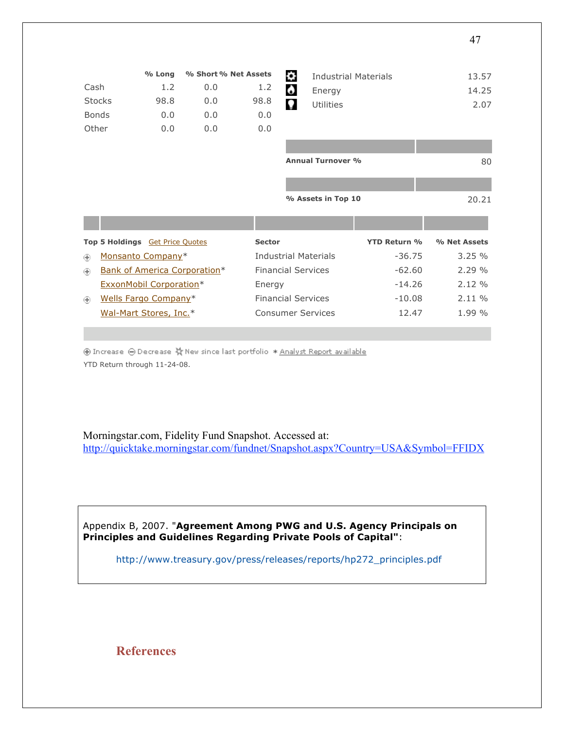| | % Long | % Short | % Net Assets |
|---|---|---|---|
| Cash | 1.2 | 0.0 | 1.2 |
| Stocks | 98.8 | 0.0 | 98.8 |
| Bonds | 0.0 | 0.0 | 0.0 |
| Other | 0.0 | 0.0 | 0.0 |

| | |
|---|---|
| Industrial Materials | 13.57 |
| Energy | 14.25 |
| Utilities | 2.07 |

| | |
|---|---|
| **Annual Turnover %** | 80 |

| | |
|---|---|
| **% Assets in Top 10** | 20.21 |

| | Top 5 Holdings Get Price Quotes | Sector | YTD Return % | % Net Assets |
|---|---|---|---|---|
| ⊕ | Monsanto Company* | Industrial Materials | -36.75 | 3.25 % |
| ⊕ | Bank of America Corporation* | Financial Services | -62.60 | 2.29 % |
| | ExxonMobil Corporation* | Energy | -14.26 | 2.12 % |
| ⊕ | Wells Fargo Company* | Financial Services | -10.08 | 2.11 % |
| | Wal-Mart Stores, Inc.* | Consumer Services | 12.47 | 1.99 % |

⊕ Increase ⊖ Decrease ☆ New since last portfolio * Analyst Report available

YTD Return through 11-24-08.

Morningstar.com, Fidelity Fund Snapshot. Accessed at: http://quicktake.morningstar.com/fundnet/Snapshot.aspx?Country=USA&Symbol=FFIDX

Appendix B, 2007. "**Agreement Among PWG and U.S. Agency Principals on Principles and Guidelines Regarding Private Pools of Capital"**:

http://www.treasury.gov/press/releases/reports/hp272_principles.pdf

## References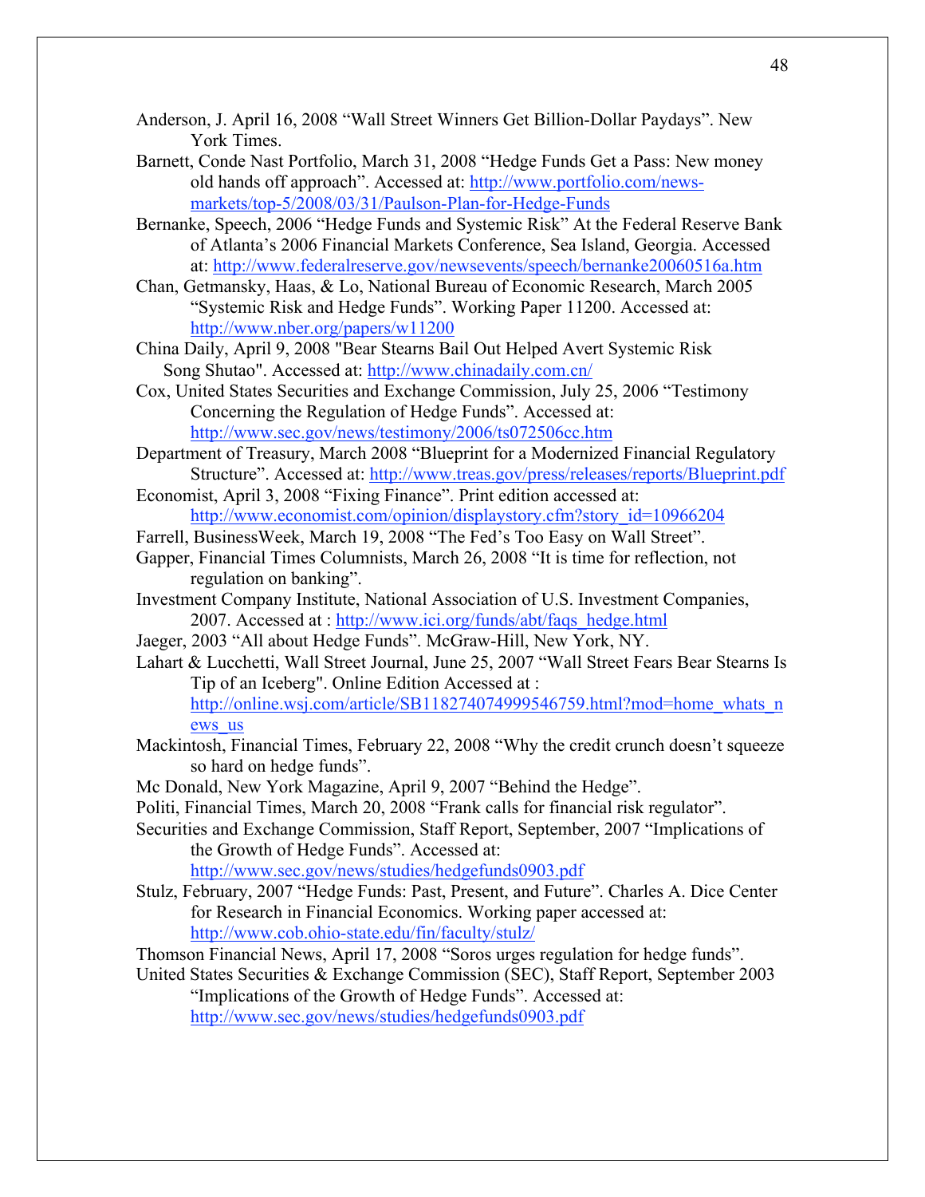Anderson, J. April 16, 2008 “Wall Street Winners Get Billion-Dollar Paydays”. New York Times.

Barnett, Conde Nast Portfolio, March 31, 2008 “Hedge Funds Get a Pass: New money old hands off approach”. Accessed at: http://www.portfolio.com/news-markets/top-5/2008/03/31/Paulson-Plan-for-Hedge-Funds

Bernanke, Speech, 2006 “Hedge Funds and Systemic Risk” At the Federal Reserve Bank of Atlanta’s 2006 Financial Markets Conference, Sea Island, Georgia. Accessed at: http://www.federalreserve.gov/newsevents/speech/bernanke20060516a.htm

Chan, Getmansky, Haas, & Lo, National Bureau of Economic Research, March 2005 “Systemic Risk and Hedge Funds”. Working Paper 11200. Accessed at: http://www.nber.org/papers/w11200

China Daily, April 9, 2008 "Bear Stearns Bail Out Helped Avert Systemic Risk Song Shutao". Accessed at: http://www.chinadaily.com.cn/

Cox, United States Securities and Exchange Commission, July 25, 2006 “Testimony Concerning the Regulation of Hedge Funds”. Accessed at: http://www.sec.gov/news/testimony/2006/ts072506cc.htm

Department of Treasury, March 2008 “Blueprint for a Modernized Financial Regulatory Structure”. Accessed at: http://www.treas.gov/press/releases/reports/Blueprint.pdf

Economist, April 3, 2008 “Fixing Finance”. Print edition accessed at: http://www.economist.com/opinion/displaystory.cfm?story_id=10966204

Farrell, BusinessWeek, March 19, 2008 “The Fed’s Too Easy on Wall Street”.

Gapper, Financial Times Columnists, March 26, 2008 “It is time for reflection, not regulation on banking”.

Investment Company Institute, National Association of U.S. Investment Companies, 2007. Accessed at : http://www.ici.org/funds/abt/faqs_hedge.html

Jaeger, 2003 “All about Hedge Funds”. McGraw-Hill, New York, NY.

Lahart & Lucchetti, Wall Street Journal, June 25, 2007 “Wall Street Fears Bear Stearns Is Tip of an Iceberg". Online Edition Accessed at : http://online.wsj.com/article/SB118274074999546759.html?mod=home_whats_news_us

Mackintosh, Financial Times, February 22, 2008 “Why the credit crunch doesn’t squeeze so hard on hedge funds”.

Mc Donald, New York Magazine, April 9, 2007 “Behind the Hedge”.

Politi, Financial Times, March 20, 2008 “Frank calls for financial risk regulator”.

Securities and Exchange Commission, Staff Report, September, 2007 “Implications of the Growth of Hedge Funds”. Accessed at: http://www.sec.gov/news/studies/hedgefunds0903.pdf

Stulz, February, 2007 “Hedge Funds: Past, Present, and Future”. Charles A. Dice Center for Research in Financial Economics. Working paper accessed at: http://www.cob.ohio-state.edu/fin/faculty/stulz/

Thomson Financial News, April 17, 2008 “Soros urges regulation for hedge funds”.

United States Securities & Exchange Commission (SEC), Staff Report, September 2003 “Implications of the Growth of Hedge Funds”. Accessed at: http://www.sec.gov/news/studies/hedgefunds0903.pdf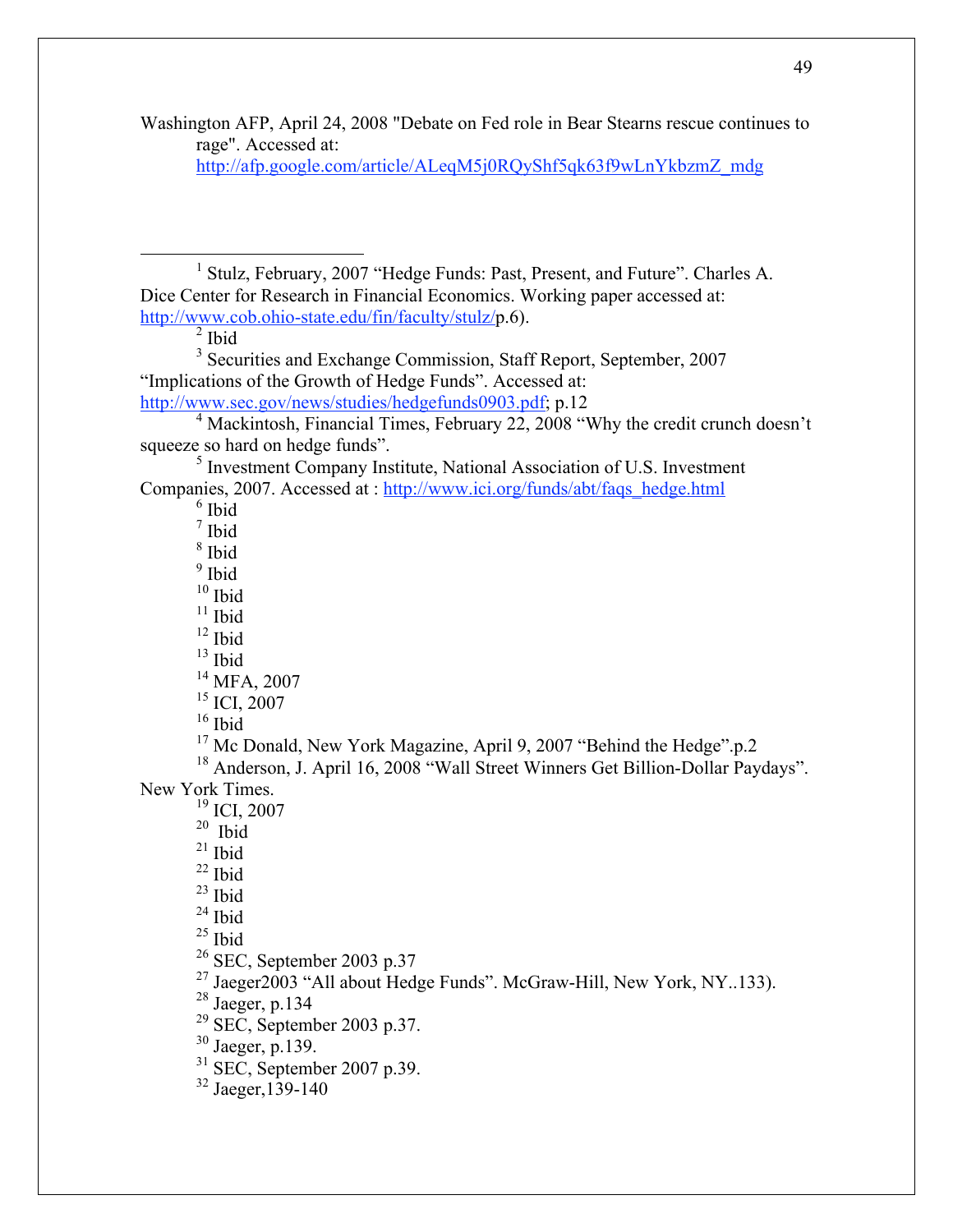Washington AFP, April 24, 2008 "Debate on Fed role in Bear Stearns rescue continues to rage". Accessed at: http://afp.google.com/article/ALeqM5j0RQyShf5qk63f9wLnYkbzmZ_mdg

---

[1] Stulz, February, 2007 "Hedge Funds: Past, Present, and Future". Charles A. Dice Center for Research in Financial Economics. Working paper accessed at: http://www.cob.ohio-state.edu/fin/faculty/stulz/p.6).

[2] Ibid

[3] Securities and Exchange Commission, Staff Report, September, 2007 "Implications of the Growth of Hedge Funds". Accessed at: http://www.sec.gov/news/studies/hedgefunds0903.pdf; p.12

[4] Mackintosh, Financial Times, February 22, 2008 "Why the credit crunch doesn't squeeze so hard on hedge funds".

[5] Investment Company Institute, National Association of U.S. Investment Companies, 2007. Accessed at : http://www.ici.org/funds/abt/faqs_hedge.html

[6] Ibid

[7] Ibid

[8] Ibid

[9] Ibid

[10] Ibid

[11] Ibid

[12] Ibid

[13] Ibid

[14] MFA, 2007

[15] ICI, 2007

[16] Ibid

[17] Mc Donald, New York Magazine, April 9, 2007 "Behind the Hedge".p.2

[18] Anderson, J. April 16, 2008 "Wall Street Winners Get Billion-Dollar Paydays". New York Times.

[19] ICI, 2007

[20] Ibid

[21] Ibid

[22] Ibid

[23] Ibid

[24] Ibid

[25] Ibid

[26] SEC, September 2003 p.37

[27] Jaeger2003 "All about Hedge Funds". McGraw-Hill, New York, NY..133).

[28] Jaeger, p.134

[29] SEC, September 2003 p.37.

[30] Jaeger, p.139.

[31] SEC, September 2007 p.39.

[32] Jaeger,139-140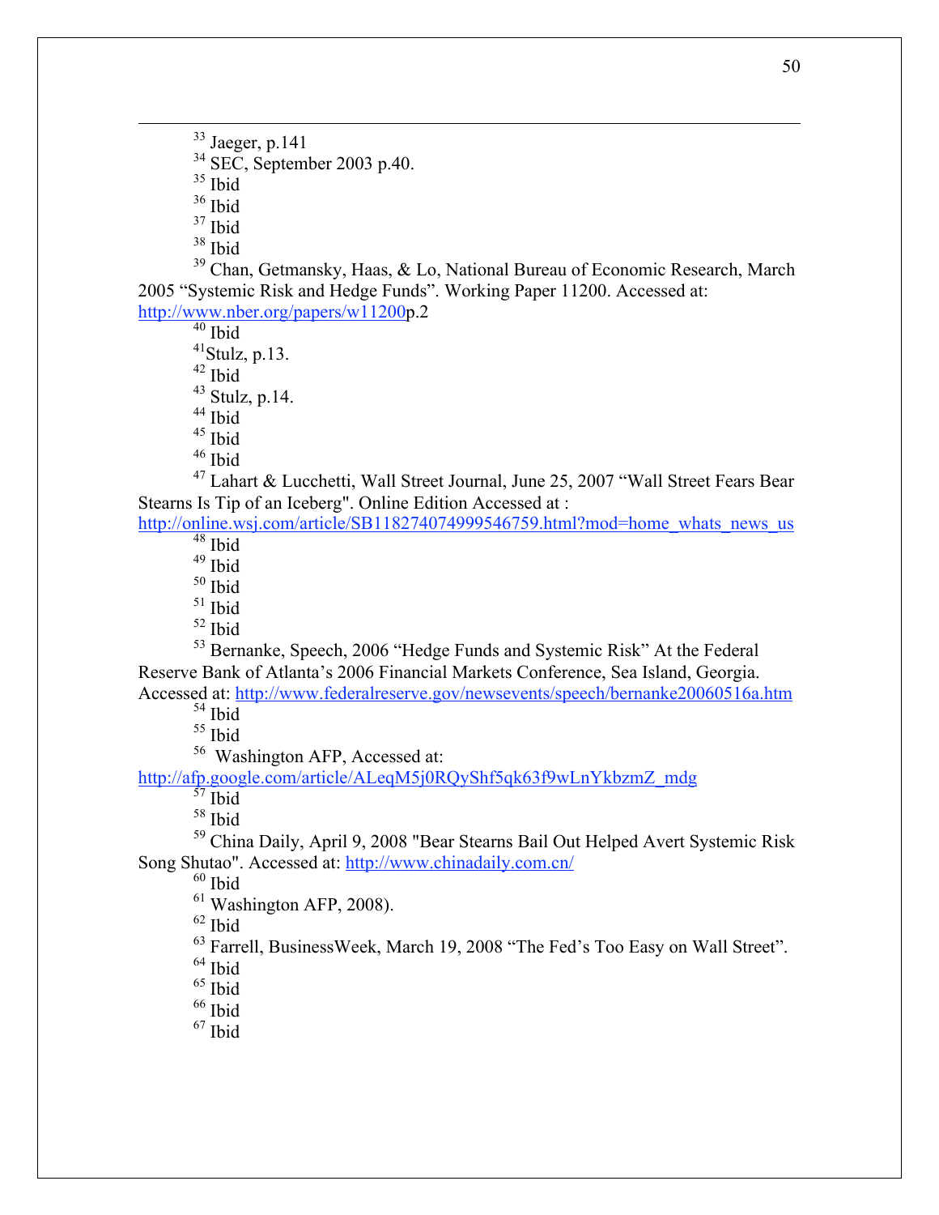[33] Jaeger, p.141

[34] SEC, September 2003 p.40.

[35] Ibid

[36] Ibid

[37] Ibid

[38] Ibid

[39] Chan, Getmansky, Haas, & Lo, National Bureau of Economic Research, March 2005 "Systemic Risk and Hedge Funds". Working Paper 11200. Accessed at: http://www.nber.org/papers/w11200p.2

[40] Ibid

[41] Stulz, p.13.

[42] Ibid

[43] Stulz, p.14.

[44] Ibid

[45] Ibid

[46] Ibid

[47] Lahart & Lucchetti, Wall Street Journal, June 25, 2007 "Wall Street Fears Bear Stearns Is Tip of an Iceberg". Online Edition Accessed at : http://online.wsj.com/article/SB118274074999546759.html?mod=home_whats_news_us

[48] Ibid

[49] Ibid

[50] Ibid

[51] Ibid

[52] Ibid

[53] Bernanke, Speech, 2006 "Hedge Funds and Systemic Risk" At the Federal Reserve Bank of Atlanta's 2006 Financial Markets Conference, Sea Island, Georgia. Accessed at: http://www.federalreserve.gov/newsevents/speech/bernanke20060516a.htm

[54] Ibid

[55] Ibid

[56] Washington AFP, Accessed at: http://afp.google.com/article/ALeqM5j0RQyShf5qk63f9wLnYkbzmZ_mdg

[57] Ibid

[58] Ibid

[59] China Daily, April 9, 2008 "Bear Stearns Bail Out Helped Avert Systemic Risk Song Shutao". Accessed at: http://www.chinadaily.com.cn/

[60] Ibid

[61] Washington AFP, 2008).

[62] Ibid

[63] Farrell, BusinessWeek, March 19, 2008 "The Fed's Too Easy on Wall Street".

[64] Ibid

[65] Ibid

[66] Ibid

[67] Ibid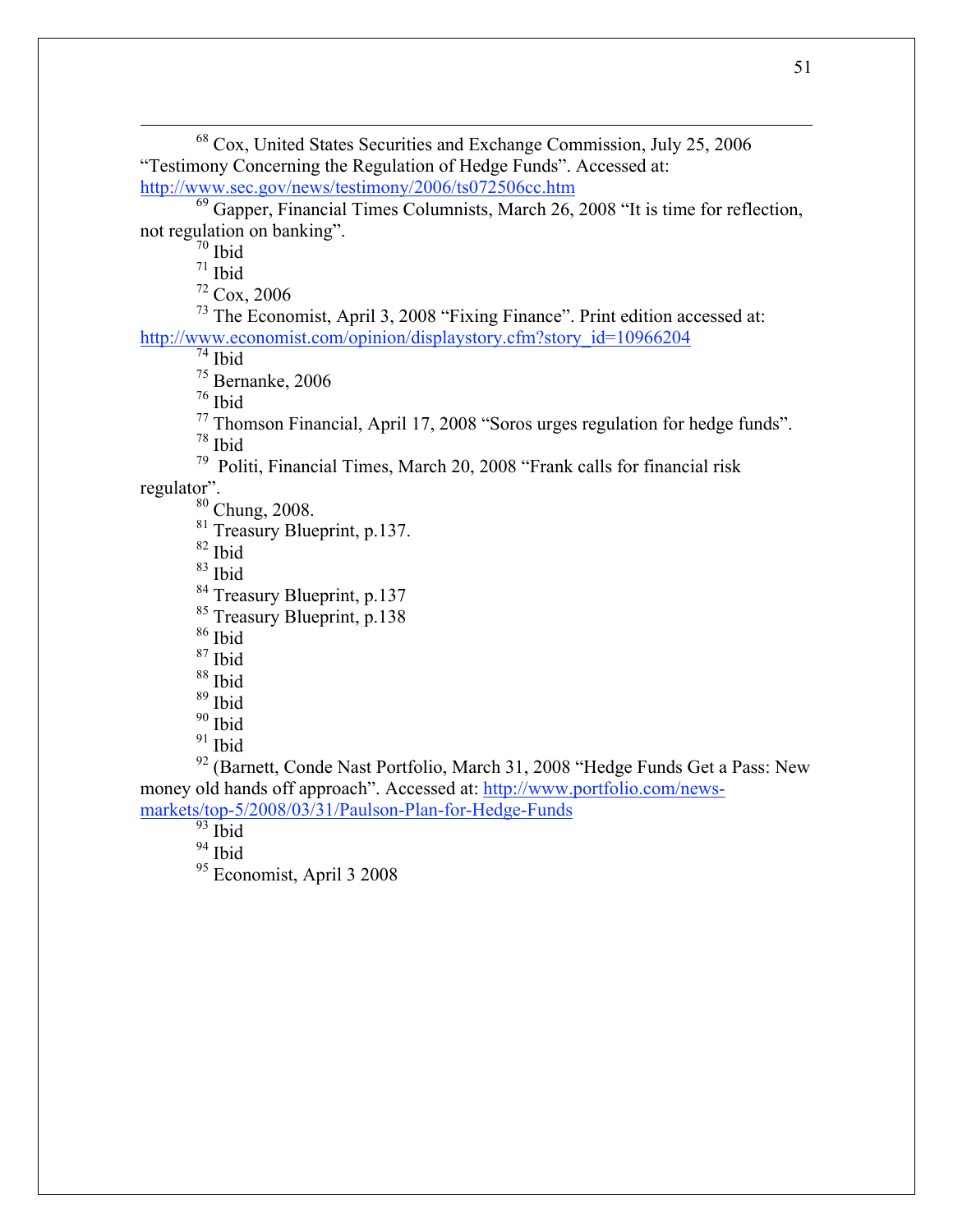[68] Cox, United States Securities and Exchange Commission, July 25, 2006 "Testimony Concerning the Regulation of Hedge Funds". Accessed at: http://www.sec.gov/news/testimony/2006/ts072506cc.htm

[69] Gapper, Financial Times Columnists, March 26, 2008 "It is time for reflection, not regulation on banking".

[70] Ibid

[71] Ibid

[72] Cox, 2006

[73] The Economist, April 3, 2008 "Fixing Finance". Print edition accessed at: http://www.economist.com/opinion/displaystory.cfm?story_id=10966204

[74] Ibid

[75] Bernanke, 2006

[76] Ibid

[77] Thomson Financial, April 17, 2008 "Soros urges regulation for hedge funds".

[78] Ibid

[79] Politi, Financial Times, March 20, 2008 "Frank calls for financial risk regulator".

[80] Chung, 2008.

[81] Treasury Blueprint, p.137.

[82] Ibid

[83] Ibid

[84] Treasury Blueprint, p.137

[85] Treasury Blueprint, p.138

[86] Ibid

[87] Ibid

[88] Ibid

[89] Ibid

[90] Ibid

[91] Ibid

[92] (Barnett, Conde Nast Portfolio, March 31, 2008 "Hedge Funds Get a Pass: New money old hands off approach". Accessed at: http://www.portfolio.com/news-markets/top-5/2008/03/31/Paulson-Plan-for-Hedge-Funds

[93] Ibid

[94] Ibid

[95] Economist, April 3 2008